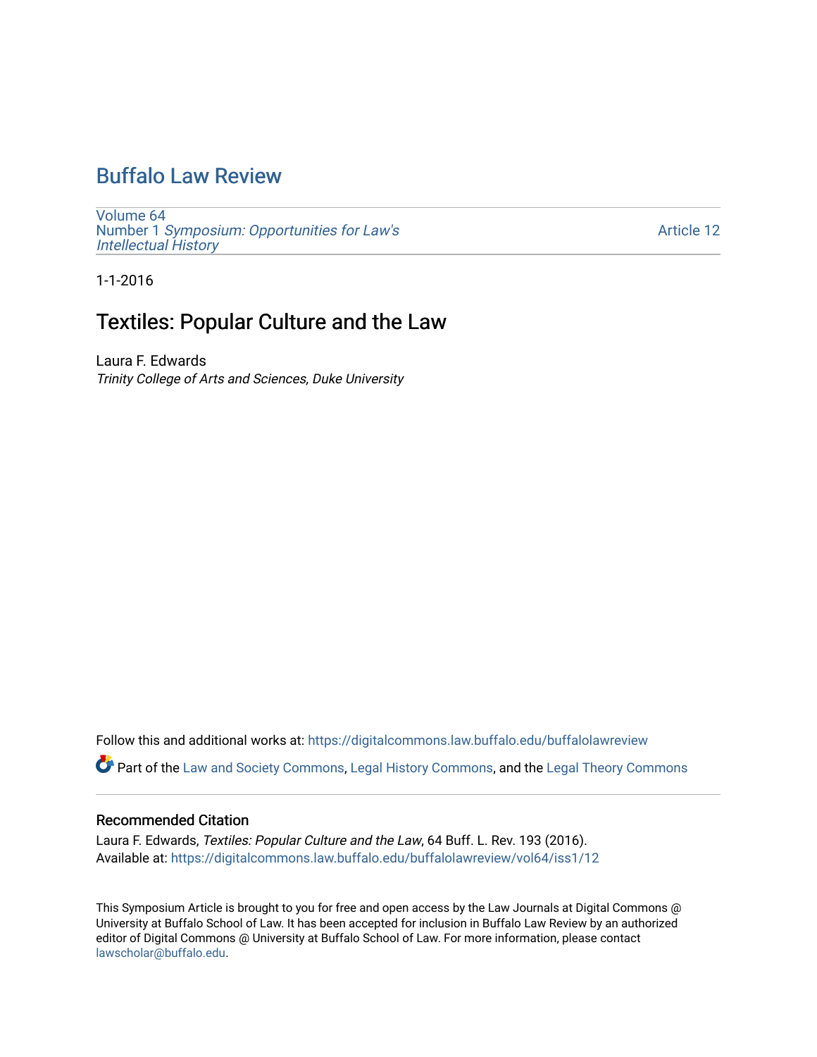# Buffalo Law Review

Volume 64
Number 1 *Symposium: Opportunities for Law's Intellectual History*

Article 12

1-1-2016

## Textiles: Popular Culture and the Law

Laura F. Edwards
*Trinity College of Arts and Sciences, Duke University*

Follow this and additional works at: https://digitalcommons.law.buffalo.edu/buffalolawreview

Part of the Law and Society Commons, Legal History Commons, and the Legal Theory Commons

### Recommended Citation

Laura F. Edwards, *Textiles: Popular Culture and the Law*, 64 Buff. L. Rev. 193 (2016).
Available at: https://digitalcommons.law.buffalo.edu/buffalolawreview/vol64/iss1/12

This Symposium Article is brought to you for free and open access by the Law Journals at Digital Commons @ University at Buffalo School of Law. It has been accepted for inclusion in Buffalo Law Review by an authorized editor of Digital Commons @ University at Buffalo School of Law. For more information, please contact lawscholar@buffalo.edu.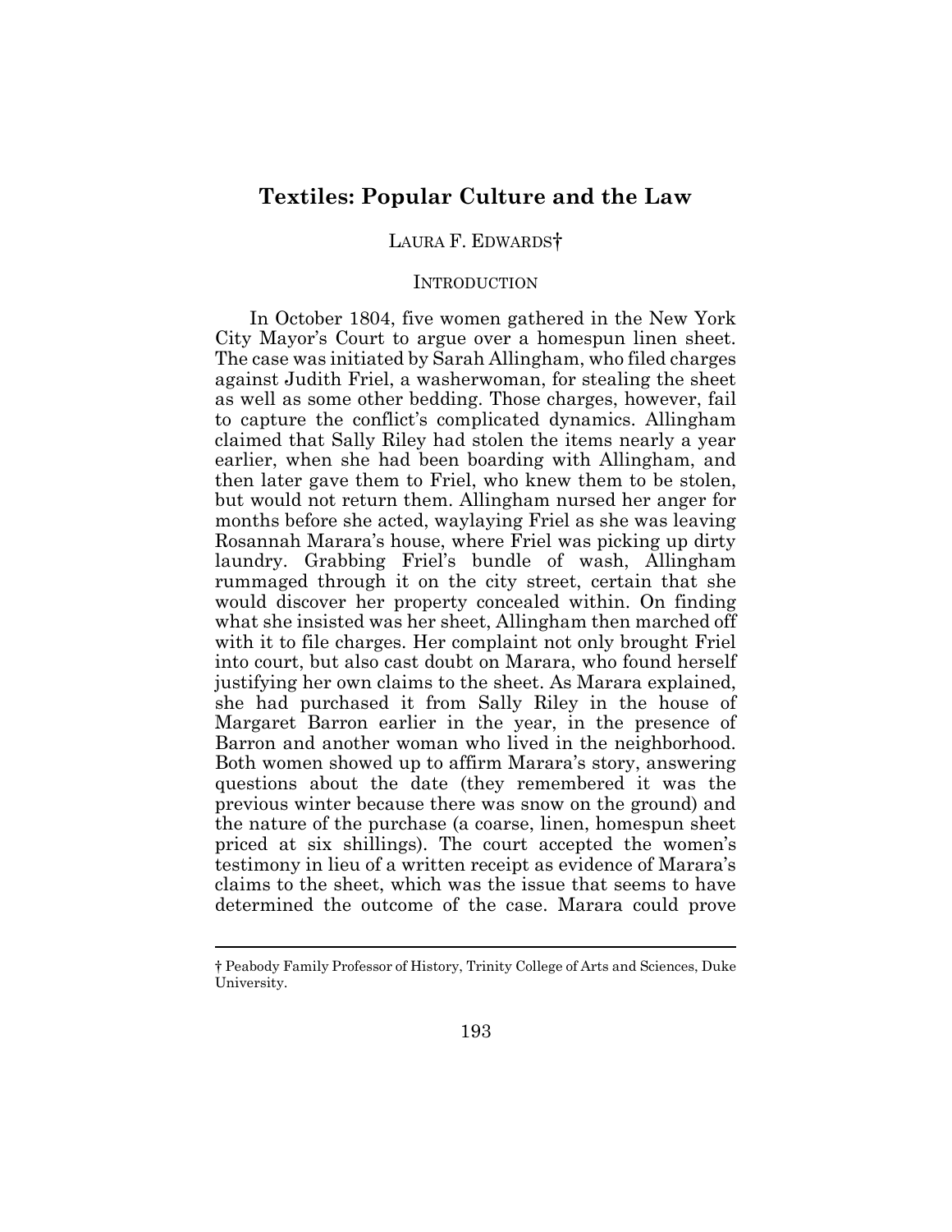# Textiles: Popular Culture and the Law

LAURA F. EDWARDS†

## INTRODUCTION

In October 1804, five women gathered in the New York City Mayor's Court to argue over a homespun linen sheet. The case was initiated by Sarah Allingham, who filed charges against Judith Friel, a washerwoman, for stealing the sheet as well as some other bedding. Those charges, however, fail to capture the conflict's complicated dynamics. Allingham claimed that Sally Riley had stolen the items nearly a year earlier, when she had been boarding with Allingham, and then later gave them to Friel, who knew them to be stolen, but would not return them. Allingham nursed her anger for months before she acted, waylaying Friel as she was leaving Rosannah Marara's house, where Friel was picking up dirty laundry. Grabbing Friel's bundle of wash, Allingham rummaged through it on the city street, certain that she would discover her property concealed within. On finding what she insisted was her sheet, Allingham then marched off with it to file charges. Her complaint not only brought Friel into court, but also cast doubt on Marara, who found herself justifying her own claims to the sheet. As Marara explained, she had purchased it from Sally Riley in the house of Margaret Barron earlier in the year, in the presence of Barron and another woman who lived in the neighborhood. Both women showed up to affirm Marara's story, answering questions about the date (they remembered it was the previous winter because there was snow on the ground) and the nature of the purchase (a coarse, linen, homespun sheet priced at six shillings). The court accepted the women's testimony in lieu of a written receipt as evidence of Marara's claims to the sheet, which was the issue that seems to have determined the outcome of the case. Marara could prove

† Peabody Family Professor of History, Trinity College of Arts and Sciences, Duke University.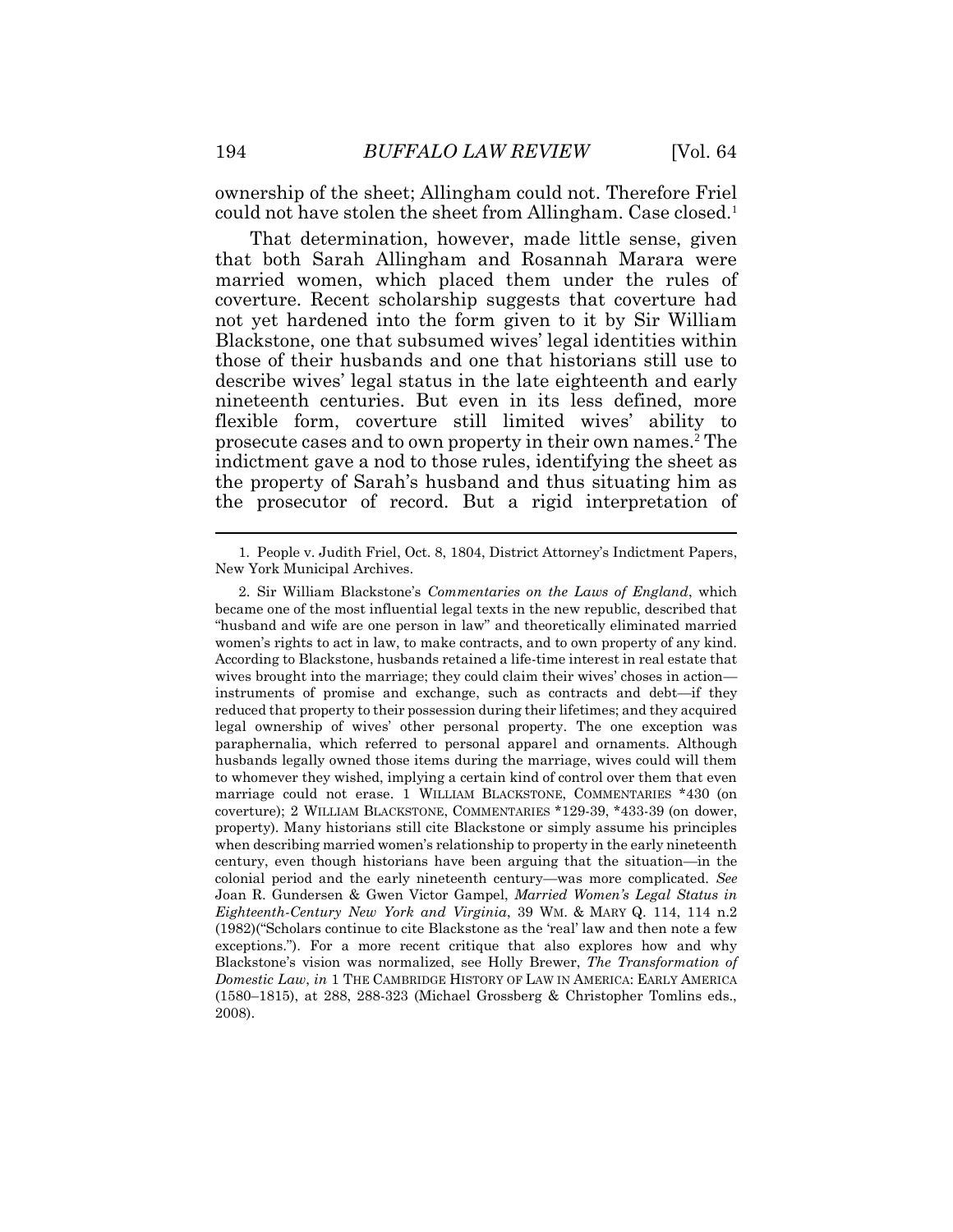ownership of the sheet; Allingham could not. Therefore Friel could not have stolen the sheet from Allingham. Case closed.[1]

That determination, however, made little sense, given that both Sarah Allingham and Rosannah Marara were married women, which placed them under the rules of coverture. Recent scholarship suggests that coverture had not yet hardened into the form given to it by Sir William Blackstone, one that subsumed wives' legal identities within those of their husbands and one that historians still use to describe wives' legal status in the late eighteenth and early nineteenth centuries. But even in its less defined, more flexible form, coverture still limited wives' ability to prosecute cases and to own property in their own names.[2] The indictment gave a nod to those rules, identifying the sheet as the property of Sarah's husband and thus situating him as the prosecutor of record. But a rigid interpretation of

---

1. People v. Judith Friel, Oct. 8, 1804, District Attorney's Indictment Papers, New York Municipal Archives.

2. Sir William Blackstone's *Commentaries on the Laws of England*, which became one of the most influential legal texts in the new republic, described that "husband and wife are one person in law" and theoretically eliminated married women's rights to act in law, to make contracts, and to own property of any kind. According to Blackstone, husbands retained a life-time interest in real estate that wives brought into the marriage; they could claim their wives' choses in action—instruments of promise and exchange, such as contracts and debt—if they reduced that property to their possession during their lifetimes; and they acquired legal ownership of wives' other personal property. The one exception was paraphernalia, which referred to personal apparel and ornaments. Although husbands legally owned those items during the marriage, wives could will them to whomever they wished, implying a certain kind of control over them that even marriage could not erase. 1 WILLIAM BLACKSTONE, COMMENTARIES \*430 (on coverture); 2 WILLIAM BLACKSTONE, COMMENTARIES \*129-39, \*433-39 (on dower, property). Many historians still cite Blackstone or simply assume his principles when describing married women's relationship to property in the early nineteenth century, even though historians have been arguing that the situation—in the colonial period and the early nineteenth century—was more complicated. *See* Joan R. Gundersen & Gwen Victor Gampel, *Married Women's Legal Status in Eighteenth-Century New York and Virginia*, 39 WM. & MARY Q. 114, 114 n.2 (1982)("Scholars continue to cite Blackstone as the 'real' law and then note a few exceptions."). For a more recent critique that also explores how and why Blackstone's vision was normalized, see Holly Brewer, *The Transformation of Domestic Law*, *in* 1 THE CAMBRIDGE HISTORY OF LAW IN AMERICA: EARLY AMERICA (1580–1815), at 288, 288-323 (Michael Grossberg & Christopher Tomlins eds., 2008).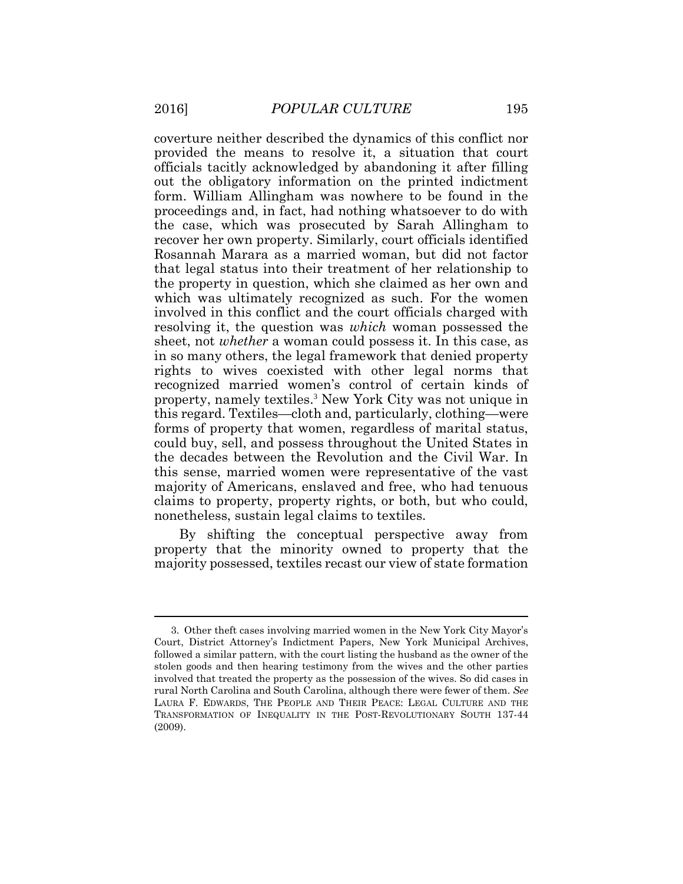coverture neither described the dynamics of this conflict nor provided the means to resolve it, a situation that court officials tacitly acknowledged by abandoning it after filling out the obligatory information on the printed indictment form. William Allingham was nowhere to be found in the proceedings and, in fact, had nothing whatsoever to do with the case, which was prosecuted by Sarah Allingham to recover her own property. Similarly, court officials identified Rosannah Marara as a married woman, but did not factor that legal status into their treatment of her relationship to the property in question, which she claimed as her own and which was ultimately recognized as such. For the women involved in this conflict and the court officials charged with resolving it, the question was *which* woman possessed the sheet, not *whether* a woman could possess it. In this case, as in so many others, the legal framework that denied property rights to wives coexisted with other legal norms that recognized married women's control of certain kinds of property, namely textiles.[3] New York City was not unique in this regard. Textiles—cloth and, particularly, clothing—were forms of property that women, regardless of marital status, could buy, sell, and possess throughout the United States in the decades between the Revolution and the Civil War. In this sense, married women were representative of the vast majority of Americans, enslaved and free, who had tenuous claims to property, property rights, or both, but who could, nonetheless, sustain legal claims to textiles.

By shifting the conceptual perspective away from property that the minority owned to property that the majority possessed, textiles recast our view of state formation

---

3. Other theft cases involving married women in the New York City Mayor's Court, District Attorney's Indictment Papers, New York Municipal Archives, followed a similar pattern, with the court listing the husband as the owner of the stolen goods and then hearing testimony from the wives and the other parties involved that treated the property as the possession of the wives. So did cases in rural North Carolina and South Carolina, although there were fewer of them. *See* LAURA F. EDWARDS, THE PEOPLE AND THEIR PEACE: LEGAL CULTURE AND THE TRANSFORMATION OF INEQUALITY IN THE POST-REVOLUTIONARY SOUTH 137-44 (2009).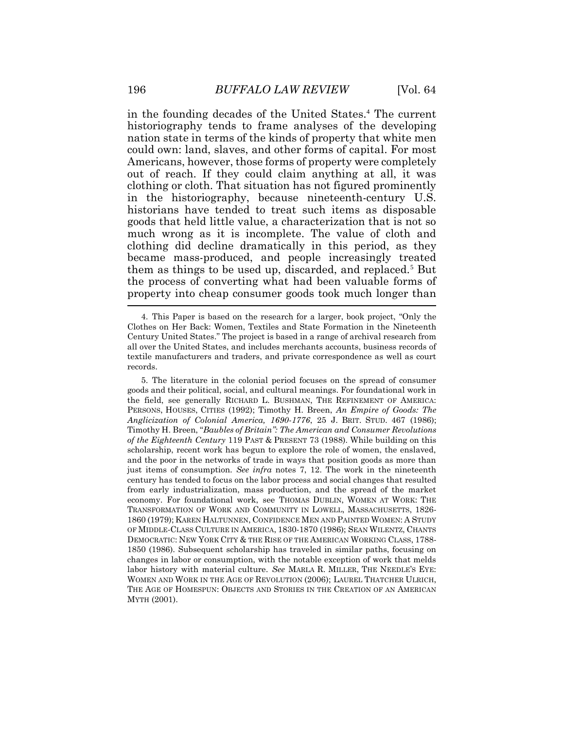in the founding decades of the United States.[4] The current historiography tends to frame analyses of the developing nation state in terms of the kinds of property that white men could own: land, slaves, and other forms of capital. For most Americans, however, those forms of property were completely out of reach. If they could claim anything at all, it was clothing or cloth. That situation has not figured prominently in the historiography, because nineteenth-century U.S. historians have tended to treat such items as disposable goods that held little value, a characterization that is not so much wrong as it is incomplete. The value of cloth and clothing did decline dramatically in this period, as they became mass-produced, and people increasingly treated them as things to be used up, discarded, and replaced.[5] But the process of converting what had been valuable forms of property into cheap consumer goods took much longer than

---

4. This Paper is based on the research for a larger, book project, "Only the Clothes on Her Back: Women, Textiles and State Formation in the Nineteenth Century United States." The project is based in a range of archival research from all over the United States, and includes merchants accounts, business records of textile manufacturers and traders, and private correspondence as well as court records.

5. The literature in the colonial period focuses on the spread of consumer goods and their political, social, and cultural meanings. For foundational work in the field, see generally RICHARD L. BUSHMAN, THE REFINEMENT OF AMERICA: PERSONS, HOUSES, CITIES (1992); Timothy H. Breen, *An Empire of Goods: The Anglicization of Colonial America, 1690-1776*, 25 J. BRIT. STUD. 467 (1986); Timothy H. Breen, "*Baubles of Britain": The American and Consumer Revolutions of the Eighteenth Century* 119 PAST & PRESENT 73 (1988). While building on this scholarship, recent work has begun to explore the role of women, the enslaved, and the poor in the networks of trade in ways that position goods as more than just items of consumption. *See infra* notes 7, 12. The work in the nineteenth century has tended to focus on the labor process and social changes that resulted from early industrialization, mass production, and the spread of the market economy. For foundational work, see THOMAS DUBLIN, WOMEN AT WORK: THE TRANSFORMATION OF WORK AND COMMUNITY IN LOWELL, MASSACHUSETTS, 1826-1860 (1979); KAREN HALTUNNEN, CONFIDENCE MEN AND PAINTED WOMEN: A STUDY OF MIDDLE-CLASS CULTURE IN AMERICA, 1830-1870 (1986); SEAN WILENTZ, CHANTS DEMOCRATIC: NEW YORK CITY & THE RISE OF THE AMERICAN WORKING CLASS, 1788-1850 (1986). Subsequent scholarship has traveled in similar paths, focusing on changes in labor or consumption, with the notable exception of work that melds labor history with material culture. *See* MARLA R. MILLER, THE NEEDLE'S EYE: WOMEN AND WORK IN THE AGE OF REVOLUTION (2006); LAUREL THATCHER ULRICH, THE AGE OF HOMESPUN: OBJECTS AND STORIES IN THE CREATION OF AN AMERICAN MYTH (2001).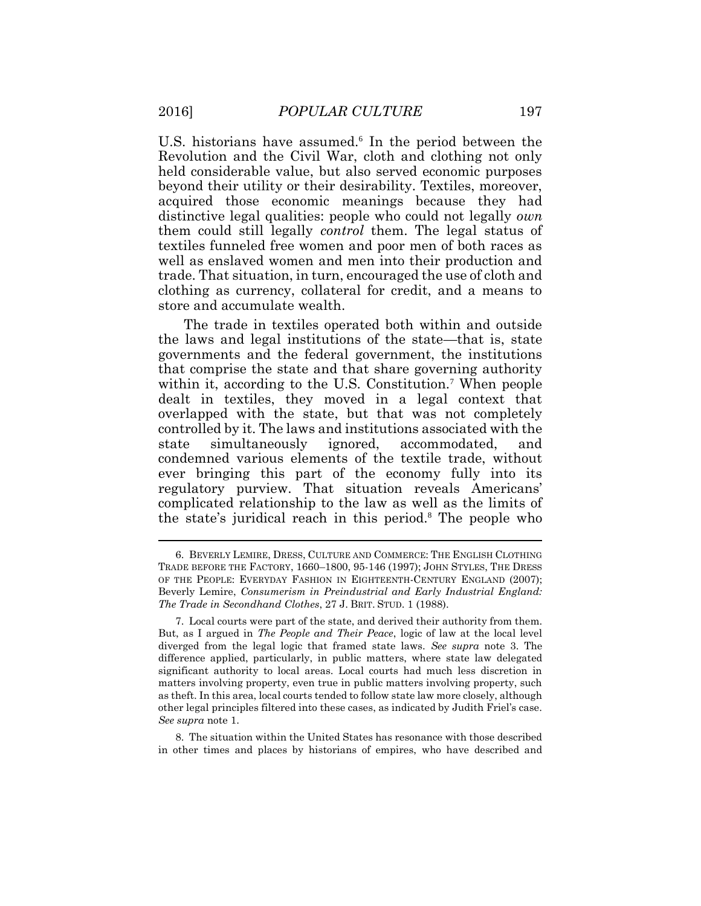U.S. historians have assumed.[6] In the period between the Revolution and the Civil War, cloth and clothing not only held considerable value, but also served economic purposes beyond their utility or their desirability. Textiles, moreover, acquired those economic meanings because they had distinctive legal qualities: people who could not legally *own* them could still legally *control* them. The legal status of textiles funneled free women and poor men of both races as well as enslaved women and men into their production and trade. That situation, in turn, encouraged the use of cloth and clothing as currency, collateral for credit, and a means to store and accumulate wealth.

The trade in textiles operated both within and outside the laws and legal institutions of the state—that is, state governments and the federal government, the institutions that comprise the state and that share governing authority within it, according to the U.S. Constitution.[7] When people dealt in textiles, they moved in a legal context that overlapped with the state, but that was not completely controlled by it. The laws and institutions associated with the state simultaneously ignored, accommodated, and condemned various elements of the textile trade, without ever bringing this part of the economy fully into its regulatory purview. That situation reveals Americans' complicated relationship to the law as well as the limits of the state's juridical reach in this period.[8] The people who

---

6. BEVERLY LEMIRE, DRESS, CULTURE AND COMMERCE: THE ENGLISH CLOTHING TRADE BEFORE THE FACTORY, 1660–1800, 95-146 (1997); JOHN STYLES, THE DRESS OF THE PEOPLE: EVERYDAY FASHION IN EIGHTEENTH-CENTURY ENGLAND (2007); Beverly Lemire, *Consumerism in Preindustrial and Early Industrial England: The Trade in Secondhand Clothes*, 27 J. BRIT. STUD. 1 (1988).

7. Local courts were part of the state, and derived their authority from them. But, as I argued in *The People and Their Peace*, logic of law at the local level diverged from the legal logic that framed state laws. *See supra* note 3. The difference applied, particularly, in public matters, where state law delegated significant authority to local areas. Local courts had much less discretion in matters involving property, even true in public matters involving property, such as theft. In this area, local courts tended to follow state law more closely, although other legal principles filtered into these cases, as indicated by Judith Friel's case. *See supra* note 1.

8. The situation within the United States has resonance with those described in other times and places by historians of empires, who have described and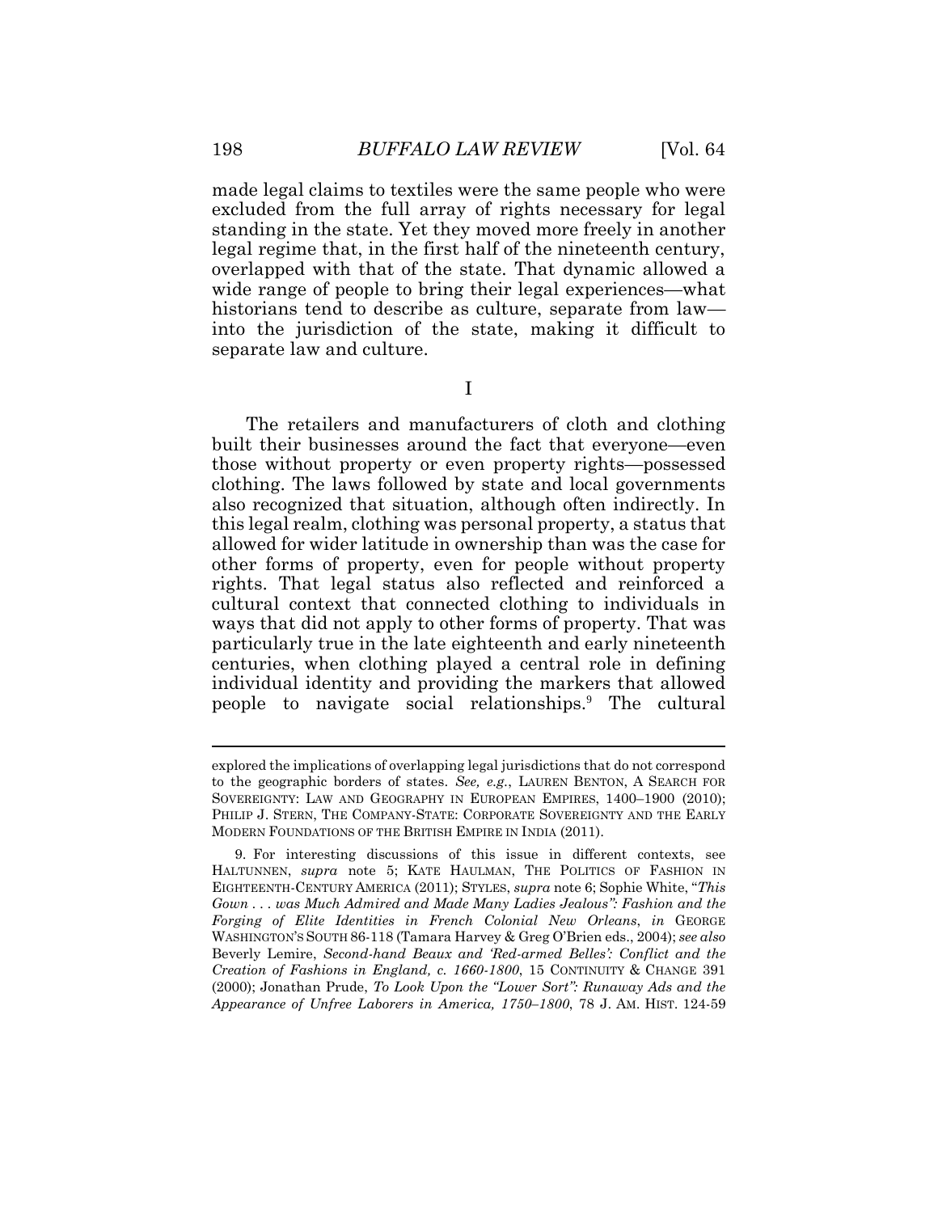made legal claims to textiles were the same people who were excluded from the full array of rights necessary for legal standing in the state. Yet they moved more freely in another legal regime that, in the first half of the nineteenth century, overlapped with that of the state. That dynamic allowed a wide range of people to bring their legal experiences—what historians tend to describe as culture, separate from law—into the jurisdiction of the state, making it difficult to separate law and culture.

## I

The retailers and manufacturers of cloth and clothing built their businesses around the fact that everyone—even those without property or even property rights—possessed clothing. The laws followed by state and local governments also recognized that situation, although often indirectly. In this legal realm, clothing was personal property, a status that allowed for wider latitude in ownership than was the case for other forms of property, even for people without property rights. That legal status also reflected and reinforced a cultural context that connected clothing to individuals in ways that did not apply to other forms of property. That was particularly true in the late eighteenth and early nineteenth centuries, when clothing played a central role in defining individual identity and providing the markers that allowed people to navigate social relationships.[9] The cultural

---

explored the implications of overlapping legal jurisdictions that do not correspond to the geographic borders of states. *See, e.g.*, LAUREN BENTON, A SEARCH FOR SOVEREIGNTY: LAW AND GEOGRAPHY IN EUROPEAN EMPIRES, 1400–1900 (2010); PHILIP J. STERN, THE COMPANY-STATE: CORPORATE SOVEREIGNTY AND THE EARLY MODERN FOUNDATIONS OF THE BRITISH EMPIRE IN INDIA (2011).

9. For interesting discussions of this issue in different contexts, see HALTUNNEN, *supra* note 5; KATE HAULMAN, THE POLITICS OF FASHION IN EIGHTEENTH-CENTURY AMERICA (2011); STYLES, *supra* note 6; Sophie White, "*This Gown . . . was Much Admired and Made Many Ladies Jealous": Fashion and the Forging of Elite Identities in French Colonial New Orleans*, *in* GEORGE WASHINGTON'S SOUTH 86-118 (Tamara Harvey & Greg O'Brien eds., 2004); *see also* Beverly Lemire, *Second-hand Beaux and 'Red-armed Belles': Conflict and the Creation of Fashions in England, c. 1660-1800*, 15 CONTINUITY & CHANGE 391 (2000); Jonathan Prude, *To Look Upon the "Lower Sort": Runaway Ads and the Appearance of Unfree Laborers in America, 1750–1800*, 78 J. AM. HIST. 124-59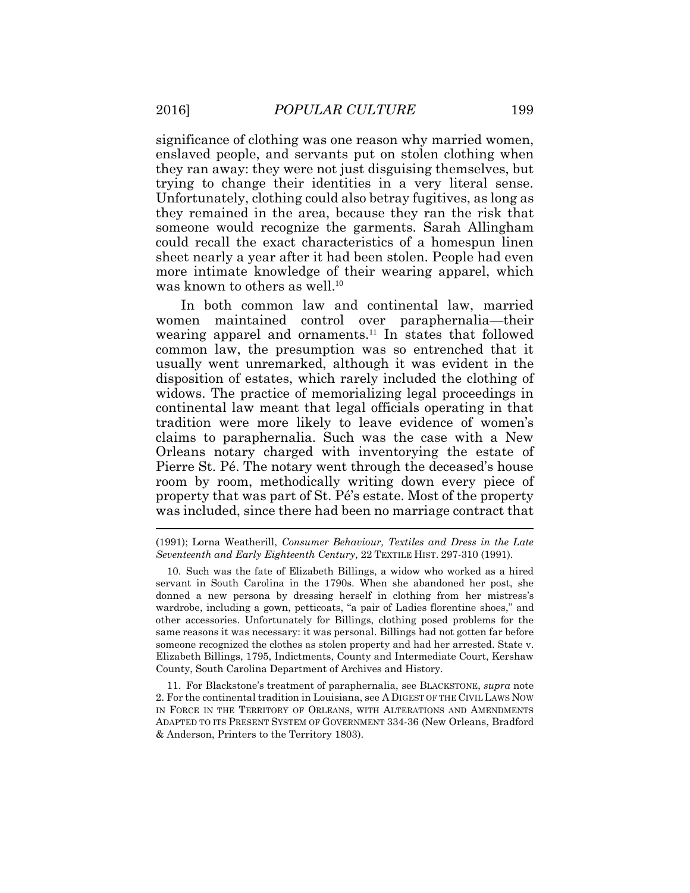significance of clothing was one reason why married women, enslaved people, and servants put on stolen clothing when they ran away: they were not just disguising themselves, but trying to change their identities in a very literal sense. Unfortunately, clothing could also betray fugitives, as long as they remained in the area, because they ran the risk that someone would recognize the garments. Sarah Allingham could recall the exact characteristics of a homespun linen sheet nearly a year after it had been stolen. People had even more intimate knowledge of their wearing apparel, which was known to others as well.[10]

In both common law and continental law, married women maintained control over paraphernalia—their wearing apparel and ornaments.[11] In states that followed common law, the presumption was so entrenched that it usually went unremarked, although it was evident in the disposition of estates, which rarely included the clothing of widows. The practice of memorializing legal proceedings in continental law meant that legal officials operating in that tradition were more likely to leave evidence of women's claims to paraphernalia. Such was the case with a New Orleans notary charged with inventorying the estate of Pierre St. Pé. The notary went through the deceased's house room by room, methodically writing down every piece of property that was part of St. Pé's estate. Most of the property was included, since there had been no marriage contract that

---

(1991); Lorna Weatherill, *Consumer Behaviour, Textiles and Dress in the Late Seventeenth and Early Eighteenth Century*, 22 TEXTILE HIST. 297-310 (1991).

10. Such was the fate of Elizabeth Billings, a widow who worked as a hired servant in South Carolina in the 1790s. When she abandoned her post, she donned a new persona by dressing herself in clothing from her mistress's wardrobe, including a gown, petticoats, "a pair of Ladies florentine shoes," and other accessories. Unfortunately for Billings, clothing posed problems for the same reasons it was necessary: it was personal. Billings had not gotten far before someone recognized the clothes as stolen property and had her arrested. State v. Elizabeth Billings, 1795, Indictments, County and Intermediate Court, Kershaw County, South Carolina Department of Archives and History.

11. For Blackstone's treatment of paraphernalia, see BLACKSTONE, *supra* note 2. For the continental tradition in Louisiana, see A DIGEST OF THE CIVIL LAWS NOW IN FORCE IN THE TERRITORY OF ORLEANS, WITH ALTERATIONS AND AMENDMENTS ADAPTED TO ITS PRESENT SYSTEM OF GOVERNMENT 334-36 (New Orleans, Bradford & Anderson, Printers to the Territory 1803).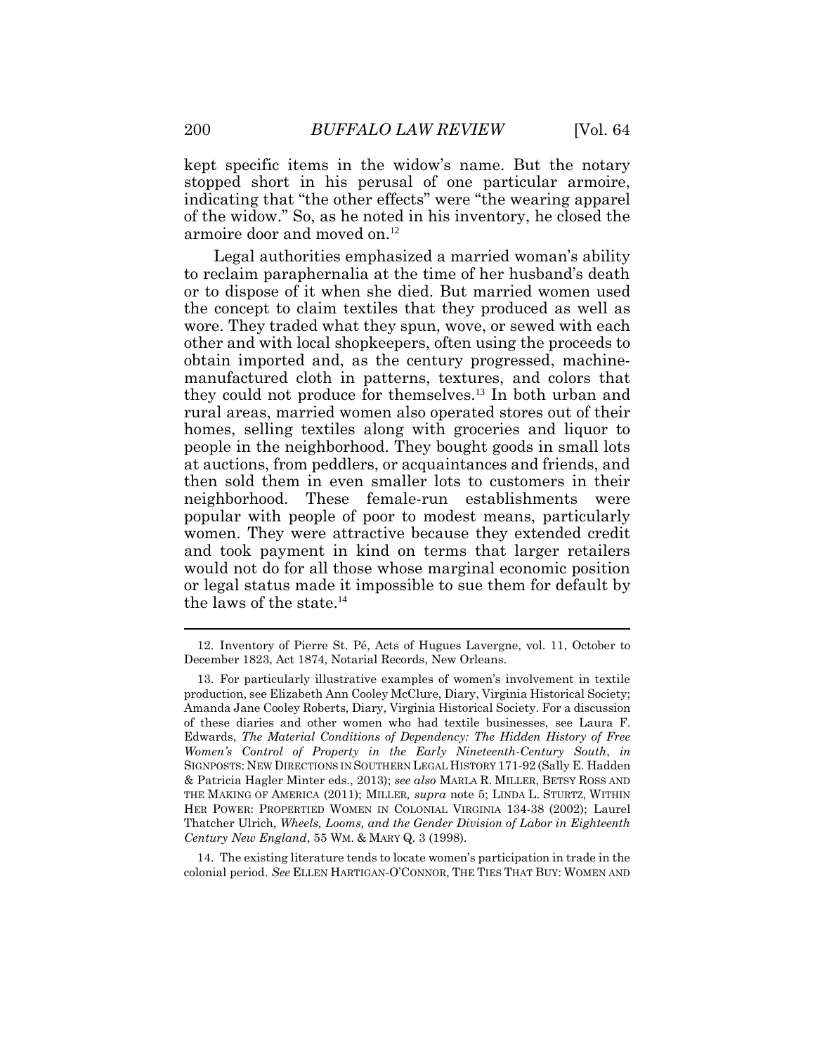kept specific items in the widow's name. But the notary stopped short in his perusal of one particular armoire, indicating that "the other effects" were "the wearing apparel of the widow." So, as he noted in his inventory, he closed the armoire door and moved on.[12]

Legal authorities emphasized a married woman's ability to reclaim paraphernalia at the time of her husband's death or to dispose of it when she died. But married women used the concept to claim textiles that they produced as well as wore. They traded what they spun, wove, or sewed with each other and with local shopkeepers, often using the proceeds to obtain imported and, as the century progressed, machine-manufactured cloth in patterns, textures, and colors that they could not produce for themselves.[13] In both urban and rural areas, married women also operated stores out of their homes, selling textiles along with groceries and liquor to people in the neighborhood. They bought goods in small lots at auctions, from peddlers, or acquaintances and friends, and then sold them in even smaller lots to customers in their neighborhood. These female-run establishments were popular with people of poor to modest means, particularly women. They were attractive because they extended credit and took payment in kind on terms that larger retailers would not do for all those whose marginal economic position or legal status made it impossible to sue them for default by the laws of the state.[14]

---

12. Inventory of Pierre St. Pé, Acts of Hugues Lavergne, vol. 11, October to December 1823, Act 1874, Notarial Records, New Orleans.

13. For particularly illustrative examples of women's involvement in textile production, see Elizabeth Ann Cooley McClure, Diary, Virginia Historical Society; Amanda Jane Cooley Roberts, Diary, Virginia Historical Society. For a discussion of these diaries and other women who had textile businesses, see Laura F. Edwards, *The Material Conditions of Dependency: The Hidden History of Free Women's Control of Property in the Early Nineteenth-Century South*, *in* SIGNPOSTS: NEW DIRECTIONS IN SOUTHERN LEGAL HISTORY 171-92 (Sally E. Hadden & Patricia Hagler Minter eds., 2013); *see also* MARLA R. MILLER, BETSY ROSS AND THE MAKING OF AMERICA (2011); MILLER, *supra* note 5; LINDA L. STURTZ, WITHIN HER POWER: PROPERTIED WOMEN IN COLONIAL VIRGINIA 134-38 (2002); Laurel Thatcher Ulrich, *Wheels, Looms, and the Gender Division of Labor in Eighteenth Century New England*, 55 WM. & MARY Q. 3 (1998).

14. The existing literature tends to locate women's participation in trade in the colonial period. *See* ELLEN HARTIGAN-O'CONNOR, THE TIES THAT BUY: WOMEN AND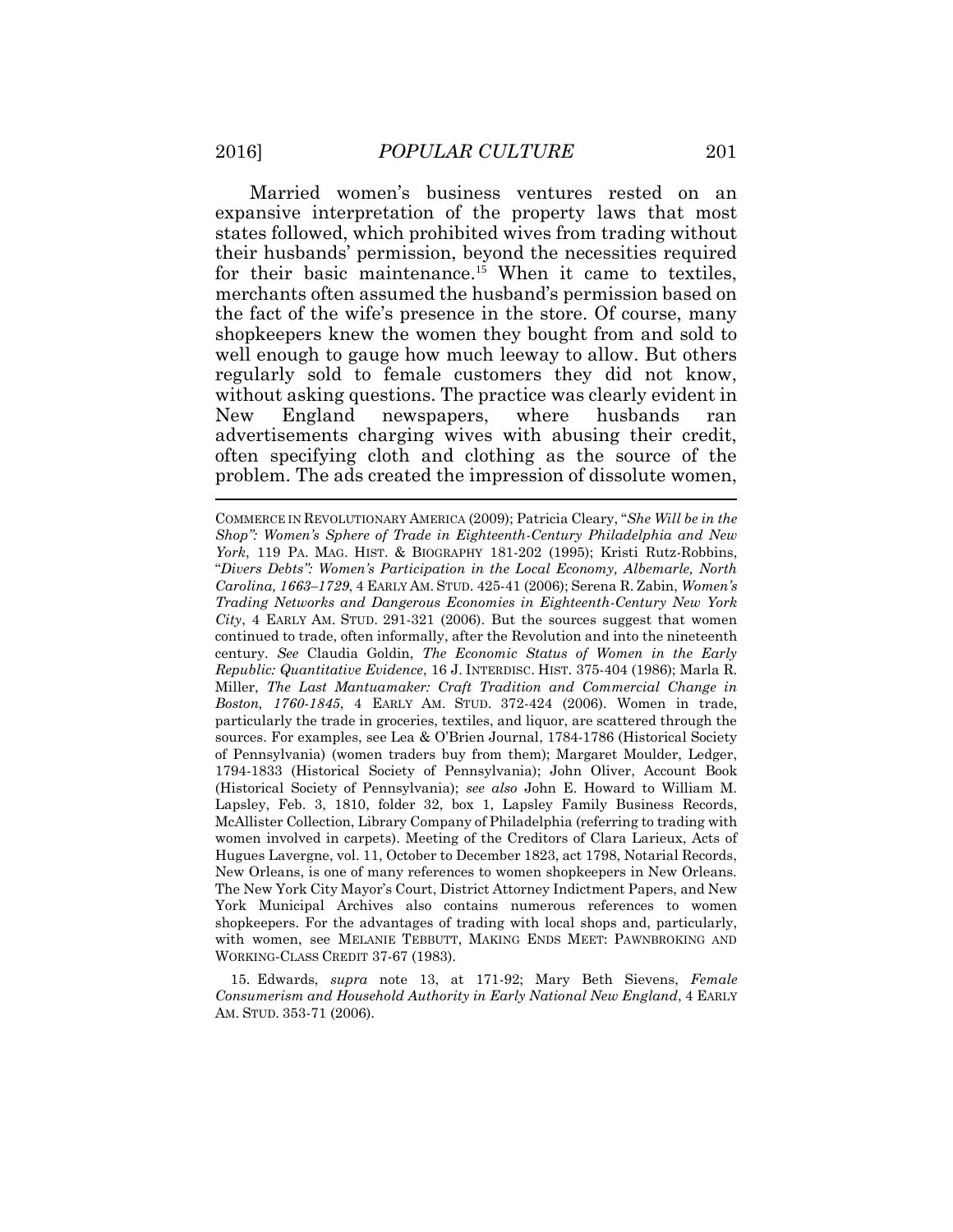Married women's business ventures rested on an expansive interpretation of the property laws that most states followed, which prohibited wives from trading without their husbands' permission, beyond the necessities required for their basic maintenance.[15] When it came to textiles, merchants often assumed the husband's permission based on the fact of the wife's presence in the store. Of course, many shopkeepers knew the women they bought from and sold to well enough to gauge how much leeway to allow. But others regularly sold to female customers they did not know, without asking questions. The practice was clearly evident in New England newspapers, where husbands ran advertisements charging wives with abusing their credit, often specifying cloth and clothing as the source of the problem. The ads created the impression of dissolute women,

---

COMMERCE IN REVOLUTIONARY AMERICA (2009); Patricia Cleary, "*She Will be in the Shop": Women's Sphere of Trade in Eighteenth-Century Philadelphia and New York*, 119 PA. MAG. HIST. & BIOGRAPHY 181-202 (1995); Kristi Rutz-Robbins, "*Divers Debts": Women's Participation in the Local Economy, Albemarle, North Carolina, 1663–1729*, 4 EARLY AM. STUD. 425-41 (2006); Serena R. Zabin, *Women's Trading Networks and Dangerous Economies in Eighteenth-Century New York City*, 4 EARLY AM. STUD. 291-321 (2006). But the sources suggest that women continued to trade, often informally, after the Revolution and into the nineteenth century. *See* Claudia Goldin, *The Economic Status of Women in the Early Republic: Quantitative Evidence*, 16 J. INTERDISC. HIST. 375-404 (1986); Marla R. Miller, *The Last Mantuamaker: Craft Tradition and Commercial Change in Boston, 1760-1845*, 4 EARLY AM. STUD. 372-424 (2006). Women in trade, particularly the trade in groceries, textiles, and liquor, are scattered through the sources. For examples, see Lea & O'Brien Journal, 1784-1786 (Historical Society of Pennsylvania) (women traders buy from them); Margaret Moulder, Ledger, 1794-1833 (Historical Society of Pennsylvania); John Oliver, Account Book (Historical Society of Pennsylvania); *see also* John E. Howard to William M. Lapsley, Feb. 3, 1810, folder 32, box 1, Lapsley Family Business Records, McAllister Collection, Library Company of Philadelphia (referring to trading with women involved in carpets). Meeting of the Creditors of Clara Larieux, Acts of Hugues Lavergne, vol. 11, October to December 1823, act 1798, Notarial Records, New Orleans, is one of many references to women shopkeepers in New Orleans. The New York City Mayor's Court, District Attorney Indictment Papers, and New York Municipal Archives also contains numerous references to women shopkeepers. For the advantages of trading with local shops and, particularly, with women, see MELANIE TEBBUTT, MAKING ENDS MEET: PAWNBROKING AND WORKING-CLASS CREDIT 37-67 (1983).

15. Edwards, *supra* note 13, at 171-92; Mary Beth Sievens, *Female Consumerism and Household Authority in Early National New England*, 4 EARLY AM. STUD. 353-71 (2006).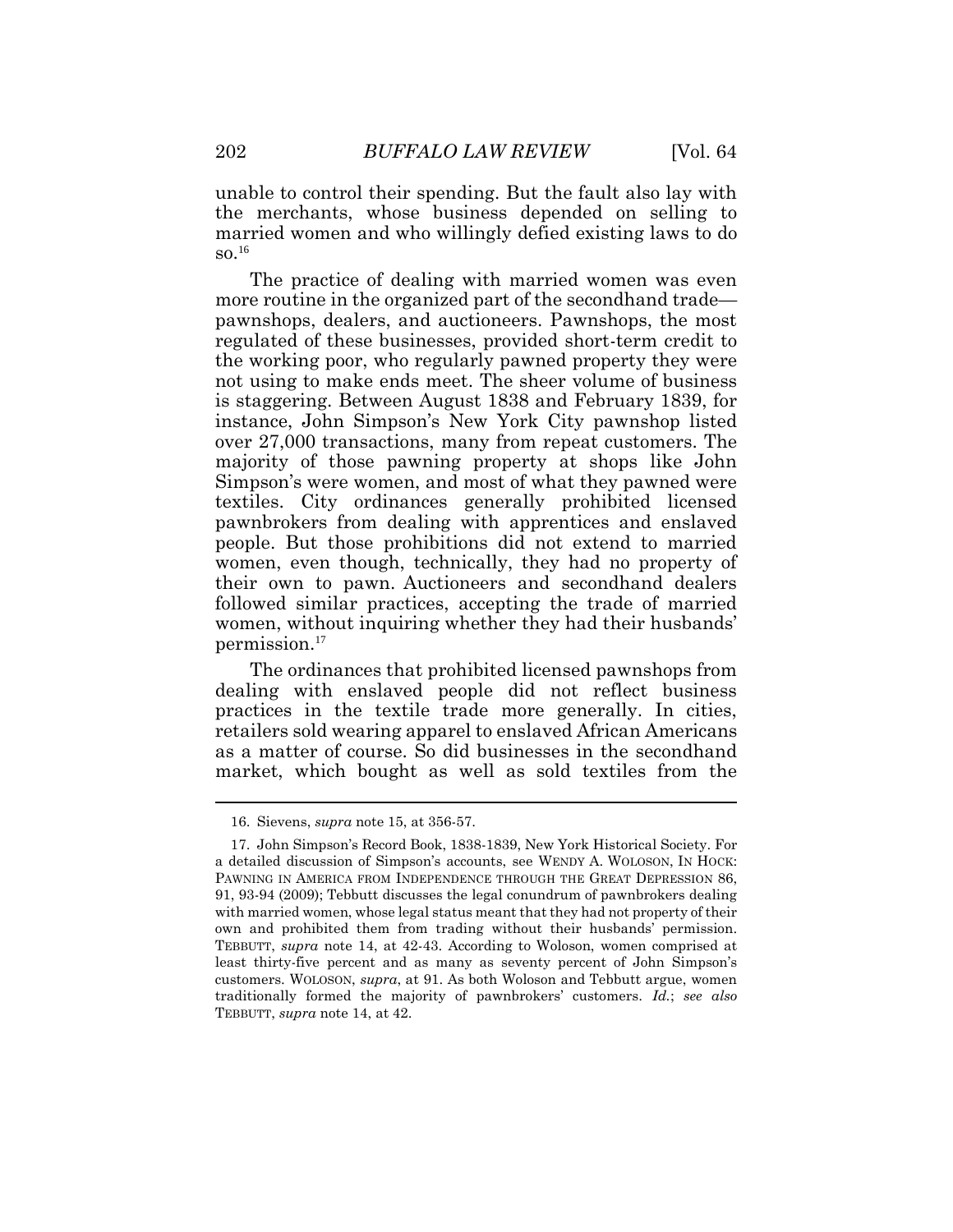unable to control their spending. But the fault also lay with the merchants, whose business depended on selling to married women and who willingly defied existing laws to do so.[16]

The practice of dealing with married women was even more routine in the organized part of the secondhand trade—pawnshops, dealers, and auctioneers. Pawnshops, the most regulated of these businesses, provided short-term credit to the working poor, who regularly pawned property they were not using to make ends meet. The sheer volume of business is staggering. Between August 1838 and February 1839, for instance, John Simpson's New York City pawnshop listed over 27,000 transactions, many from repeat customers. The majority of those pawning property at shops like John Simpson's were women, and most of what they pawned were textiles. City ordinances generally prohibited licensed pawnbrokers from dealing with apprentices and enslaved people. But those prohibitions did not extend to married women, even though, technically, they had no property of their own to pawn. Auctioneers and secondhand dealers followed similar practices, accepting the trade of married women, without inquiring whether they had their husbands' permission.[17]

The ordinances that prohibited licensed pawnshops from dealing with enslaved people did not reflect business practices in the textile trade more generally. In cities, retailers sold wearing apparel to enslaved African Americans as a matter of course. So did businesses in the secondhand market, which bought as well as sold textiles from the

---

16. Sievens, *supra* note 15, at 356-57.

17. John Simpson's Record Book, 1838-1839, New York Historical Society. For a detailed discussion of Simpson's accounts, see WENDY A. WOLOSON, IN HOCK: PAWNING IN AMERICA FROM INDEPENDENCE THROUGH THE GREAT DEPRESSION 86, 91, 93-94 (2009); Tebbutt discusses the legal conundrum of pawnbrokers dealing with married women, whose legal status meant that they had not property of their own and prohibited them from trading without their husbands' permission. TEBBUTT, *supra* note 14, at 42-43. According to Woloson, women comprised at least thirty-five percent and as many as seventy percent of John Simpson's customers. WOLOSON, *supra*, at 91. As both Woloson and Tebbutt argue, women traditionally formed the majority of pawnbrokers' customers. *Id.*; *see also* TEBBUTT, *supra* note 14, at 42.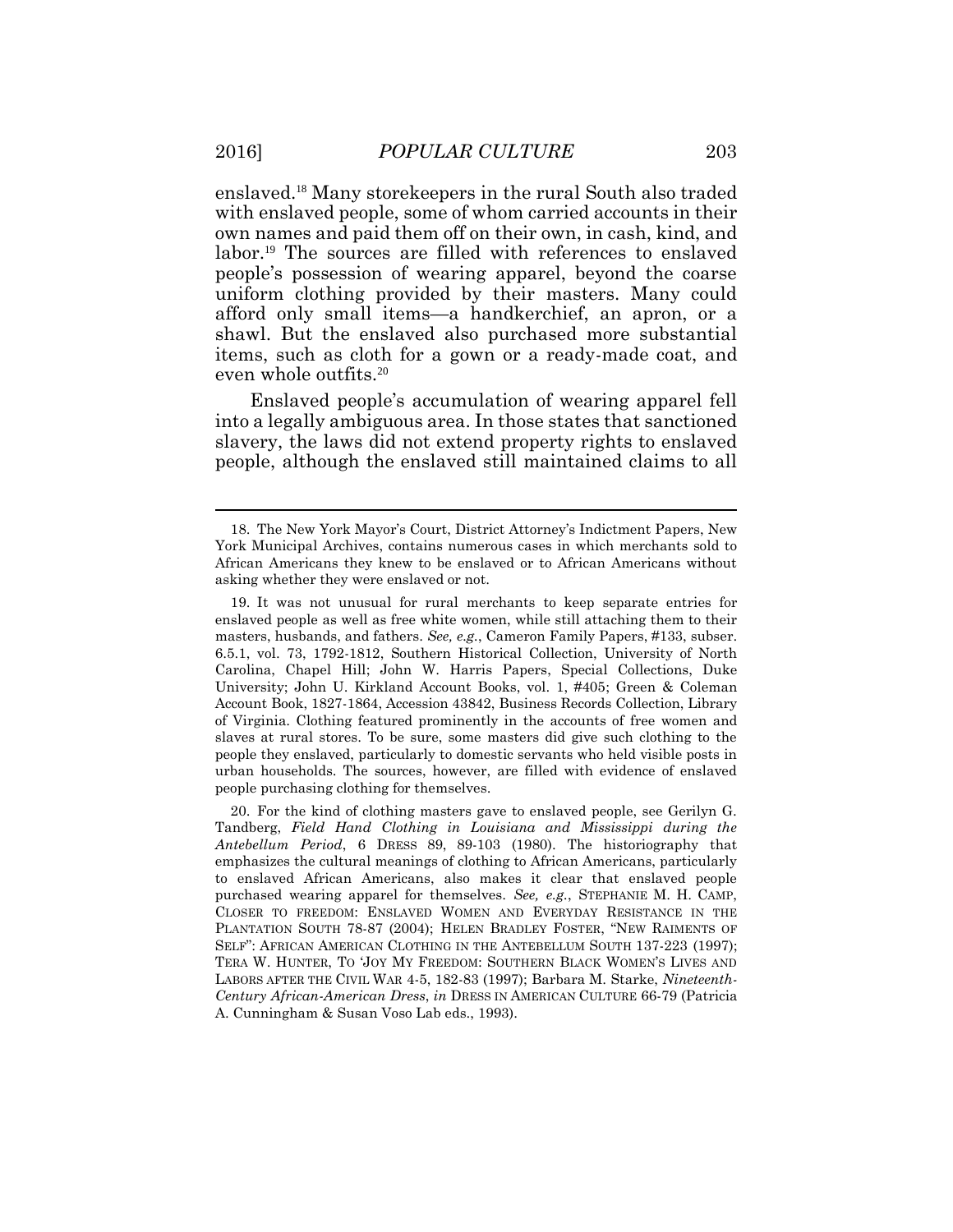enslaved.[18] Many storekeepers in the rural South also traded with enslaved people, some of whom carried accounts in their own names and paid them off on their own, in cash, kind, and labor.[19] The sources are filled with references to enslaved people's possession of wearing apparel, beyond the coarse uniform clothing provided by their masters. Many could afford only small items—a handkerchief, an apron, or a shawl. But the enslaved also purchased more substantial items, such as cloth for a gown or a ready-made coat, and even whole outfits.[20]

Enslaved people's accumulation of wearing apparel fell into a legally ambiguous area. In those states that sanctioned slavery, the laws did not extend property rights to enslaved people, although the enslaved still maintained claims to all

---

18. The New York Mayor's Court, District Attorney's Indictment Papers, New York Municipal Archives, contains numerous cases in which merchants sold to African Americans they knew to be enslaved or to African Americans without asking whether they were enslaved or not.

19. It was not unusual for rural merchants to keep separate entries for enslaved people as well as free white women, while still attaching them to their masters, husbands, and fathers. *See, e.g.*, Cameron Family Papers, #133, subser. 6.5.1, vol. 73, 1792-1812, Southern Historical Collection, University of North Carolina, Chapel Hill; John W. Harris Papers, Special Collections, Duke University; John U. Kirkland Account Books, vol. 1, #405; Green & Coleman Account Book, 1827-1864, Accession 43842, Business Records Collection, Library of Virginia. Clothing featured prominently in the accounts of free women and slaves at rural stores. To be sure, some masters did give such clothing to the people they enslaved, particularly to domestic servants who held visible posts in urban households. The sources, however, are filled with evidence of enslaved people purchasing clothing for themselves.

20. For the kind of clothing masters gave to enslaved people, see Gerilyn G. Tandberg, *Field Hand Clothing in Louisiana and Mississippi during the Antebellum Period*, 6 DRESS 89, 89-103 (1980). The historiography that emphasizes the cultural meanings of clothing to African Americans, particularly to enslaved African Americans, also makes it clear that enslaved people purchased wearing apparel for themselves. *See, e.g.*, STEPHANIE M. H. CAMP, CLOSER TO FREEDOM: ENSLAVED WOMEN AND EVERYDAY RESISTANCE IN THE PLANTATION SOUTH 78-87 (2004); HELEN BRADLEY FOSTER, "NEW RAIMENTS OF SELF": AFRICAN AMERICAN CLOTHING IN THE ANTEBELLUM SOUTH 137-223 (1997); TERA W. HUNTER, TO 'JOY MY FREEDOM: SOUTHERN BLACK WOMEN'S LIVES AND LABORS AFTER THE CIVIL WAR 4-5, 182-83 (1997); Barbara M. Starke, *Nineteenth-Century African-American Dress*, *in* DRESS IN AMERICAN CULTURE 66-79 (Patricia A. Cunningham & Susan Voso Lab eds., 1993).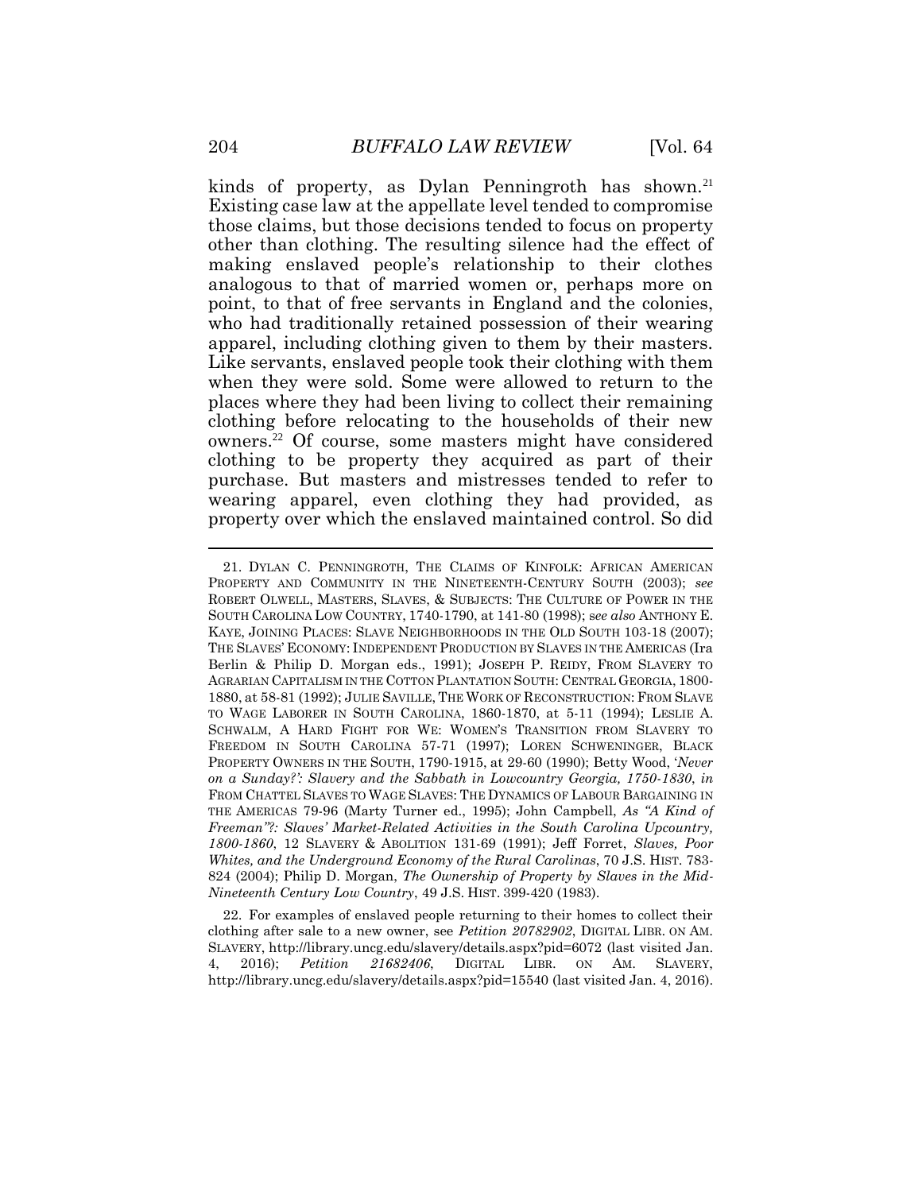kinds of property, as Dylan Penningroth has shown.[21] Existing case law at the appellate level tended to compromise those claims, but those decisions tended to focus on property other than clothing. The resulting silence had the effect of making enslaved people's relationship to their clothes analogous to that of married women or, perhaps more on point, to that of free servants in England and the colonies, who had traditionally retained possession of their wearing apparel, including clothing given to them by their masters. Like servants, enslaved people took their clothing with them when they were sold. Some were allowed to return to the places where they had been living to collect their remaining clothing before relocating to the households of their new owners.[22] Of course, some masters might have considered clothing to be property they acquired as part of their purchase. But masters and mistresses tended to refer to wearing apparel, even clothing they had provided, as property over which the enslaved maintained control. So did

---

21. DYLAN C. PENNINGROTH, THE CLAIMS OF KINFOLK: AFRICAN AMERICAN PROPERTY AND COMMUNITY IN THE NINETEENTH-CENTURY SOUTH (2003); *see* ROBERT OLWELL, MASTERS, SLAVES, & SUBJECTS: THE CULTURE OF POWER IN THE SOUTH CAROLINA LOW COUNTRY, 1740-1790, at 141-80 (1998); *see also* ANTHONY E. KAYE, JOINING PLACES: SLAVE NEIGHBORHOODS IN THE OLD SOUTH 103-18 (2007); THE SLAVES' ECONOMY: INDEPENDENT PRODUCTION BY SLAVES IN THE AMERICAS (Ira Berlin & Philip D. Morgan eds., 1991); JOSEPH P. REIDY, FROM SLAVERY TO AGRARIAN CAPITALISM IN THE COTTON PLANTATION SOUTH: CENTRAL GEORGIA, 1800-1880, at 58-81 (1992); JULIE SAVILLE, THE WORK OF RECONSTRUCTION: FROM SLAVE TO WAGE LABORER IN SOUTH CAROLINA, 1860-1870, at 5-11 (1994); LESLIE A. SCHWALM, A HARD FIGHT FOR WE: WOMEN'S TRANSITION FROM SLAVERY TO FREEDOM IN SOUTH CAROLINA 57-71 (1997); LOREN SCHWENINGER, BLACK PROPERTY OWNERS IN THE SOUTH, 1790-1915, at 29-60 (1990); Betty Wood, '*Never on a Sunday?': Slavery and the Sabbath in Lowcountry Georgia, 1750-1830*, *in* FROM CHATTEL SLAVES TO WAGE SLAVES: THE DYNAMICS OF LABOUR BARGAINING IN THE AMERICAS 79-96 (Marty Turner ed., 1995); John Campbell, *As "A Kind of Freeman"?: Slaves' Market-Related Activities in the South Carolina Upcountry, 1800-1860*, 12 SLAVERY & ABOLITION 131-69 (1991); Jeff Forret, *Slaves, Poor Whites, and the Underground Economy of the Rural Carolinas*, 70 J.S. HIST. 783-824 (2004); Philip D. Morgan, *The Ownership of Property by Slaves in the Mid-Nineteenth Century Low Country*, 49 J.S. HIST. 399-420 (1983).

22. For examples of enslaved people returning to their homes to collect their clothing after sale to a new owner, see *Petition 20782902*, DIGITAL LIBR. ON AM. SLAVERY, http://library.uncg.edu/slavery/details.aspx?pid=6072 (last visited Jan. 4, 2016); *Petition 21682406*, DIGITAL LIBR. ON AM. SLAVERY, http://library.uncg.edu/slavery/details.aspx?pid=15540 (last visited Jan. 4, 2016).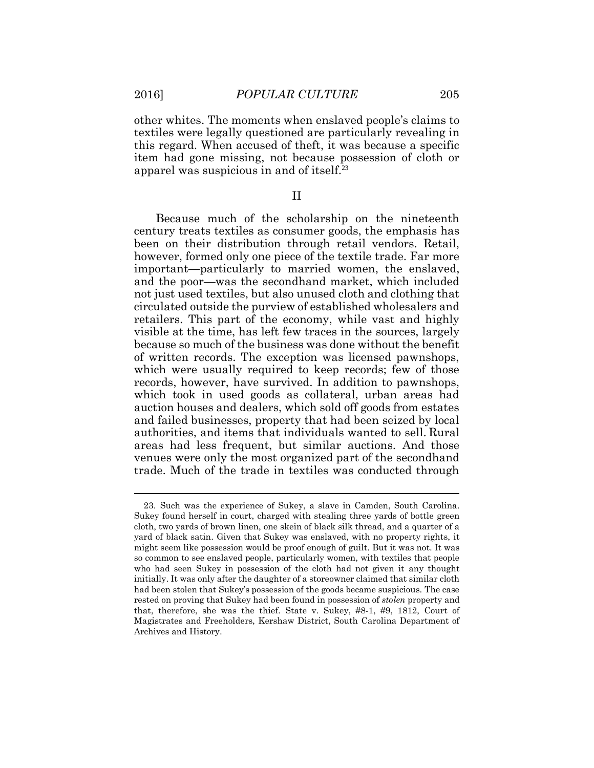other whites. The moments when enslaved people's claims to textiles were legally questioned are particularly revealing in this regard. When accused of theft, it was because a specific item had gone missing, not because possession of cloth or apparel was suspicious in and of itself.[23]

## II

Because much of the scholarship on the nineteenth century treats textiles as consumer goods, the emphasis has been on their distribution through retail vendors. Retail, however, formed only one piece of the textile trade. Far more important—particularly to married women, the enslaved, and the poor—was the secondhand market, which included not just used textiles, but also unused cloth and clothing that circulated outside the purview of established wholesalers and retailers. This part of the economy, while vast and highly visible at the time, has left few traces in the sources, largely because so much of the business was done without the benefit of written records. The exception was licensed pawnshops, which were usually required to keep records; few of those records, however, have survived. In addition to pawnshops, which took in used goods as collateral, urban areas had auction houses and dealers, which sold off goods from estates and failed businesses, property that had been seized by local authorities, and items that individuals wanted to sell. Rural areas had less frequent, but similar auctions. And those venues were only the most organized part of the secondhand trade. Much of the trade in textiles was conducted through

23. Such was the experience of Sukey, a slave in Camden, South Carolina. Sukey found herself in court, charged with stealing three yards of bottle green cloth, two yards of brown linen, one skein of black silk thread, and a quarter of a yard of black satin. Given that Sukey was enslaved, with no property rights, it might seem like possession would be proof enough of guilt. But it was not. It was so common to see enslaved people, particularly women, with textiles that people who had seen Sukey in possession of the cloth had not given it any thought initially. It was only after the daughter of a storeowner claimed that similar cloth had been stolen that Sukey's possession of the goods became suspicious. The case rested on proving that Sukey had been found in possession of *stolen* property and that, therefore, she was the thief. State v. Sukey, #8-1, #9, 1812, Court of Magistrates and Freeholders, Kershaw District, South Carolina Department of Archives and History.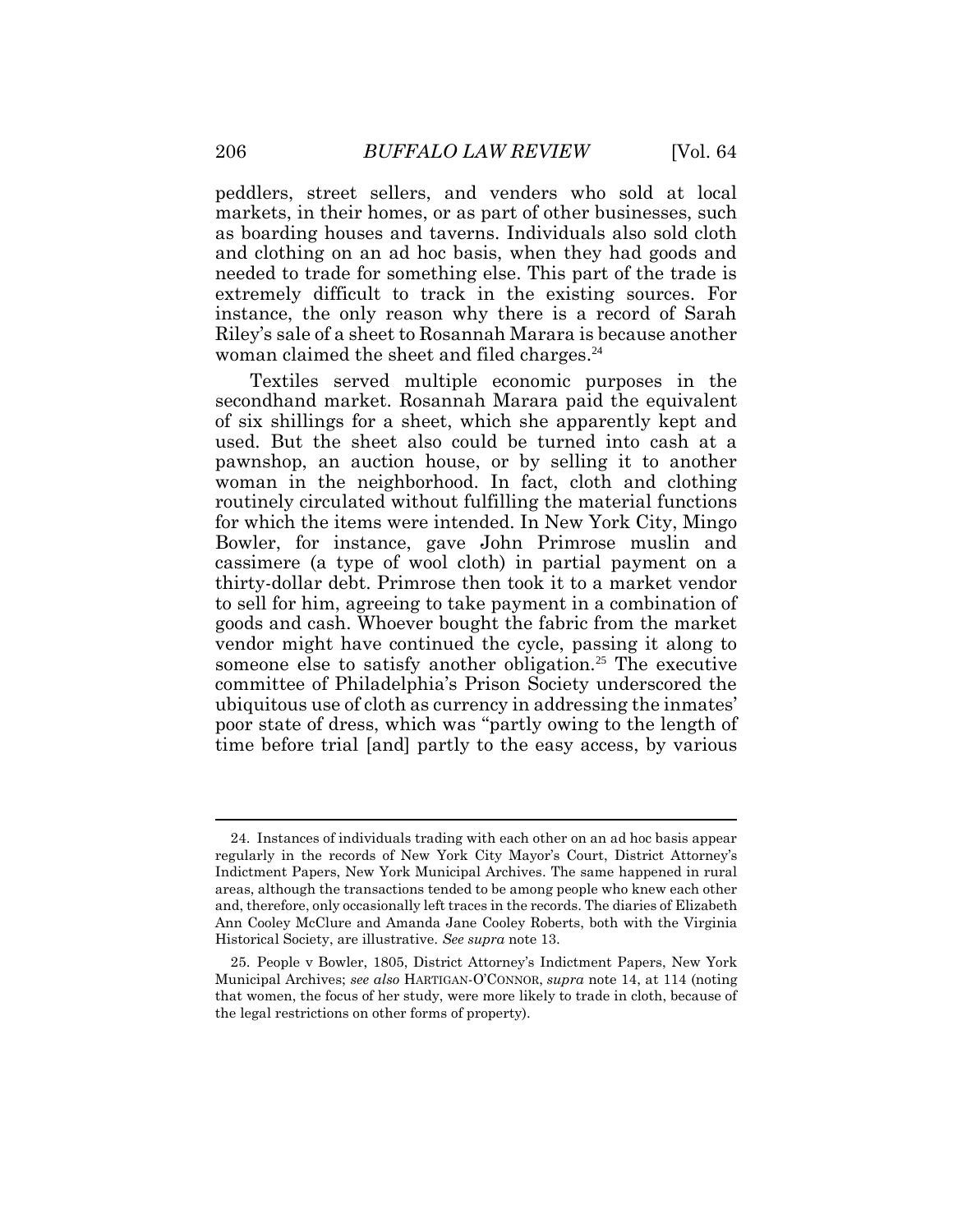peddlers, street sellers, and venders who sold at local markets, in their homes, or as part of other businesses, such as boarding houses and taverns. Individuals also sold cloth and clothing on an ad hoc basis, when they had goods and needed to trade for something else. This part of the trade is extremely difficult to track in the existing sources. For instance, the only reason why there is a record of Sarah Riley's sale of a sheet to Rosannah Marara is because another woman claimed the sheet and filed charges.[24]

Textiles served multiple economic purposes in the secondhand market. Rosannah Marara paid the equivalent of six shillings for a sheet, which she apparently kept and used. But the sheet also could be turned into cash at a pawnshop, an auction house, or by selling it to another woman in the neighborhood. In fact, cloth and clothing routinely circulated without fulfilling the material functions for which the items were intended. In New York City, Mingo Bowler, for instance, gave John Primrose muslin and cassimere (a type of wool cloth) in partial payment on a thirty-dollar debt. Primrose then took it to a market vendor to sell for him, agreeing to take payment in a combination of goods and cash. Whoever bought the fabric from the market vendor might have continued the cycle, passing it along to someone else to satisfy another obligation.[25] The executive committee of Philadelphia's Prison Society underscored the ubiquitous use of cloth as currency in addressing the inmates' poor state of dress, which was "partly owing to the length of time before trial [and] partly to the easy access, by various

---

24. Instances of individuals trading with each other on an ad hoc basis appear regularly in the records of New York City Mayor's Court, District Attorney's Indictment Papers, New York Municipal Archives. The same happened in rural areas, although the transactions tended to be among people who knew each other and, therefore, only occasionally left traces in the records. The diaries of Elizabeth Ann Cooley McClure and Amanda Jane Cooley Roberts, both with the Virginia Historical Society, are illustrative. *See supra* note 13.

25. People v Bowler, 1805, District Attorney's Indictment Papers, New York Municipal Archives; *see also* HARTIGAN-O'CONNOR, *supra* note 14, at 114 (noting that women, the focus of her study, were more likely to trade in cloth, because of the legal restrictions on other forms of property).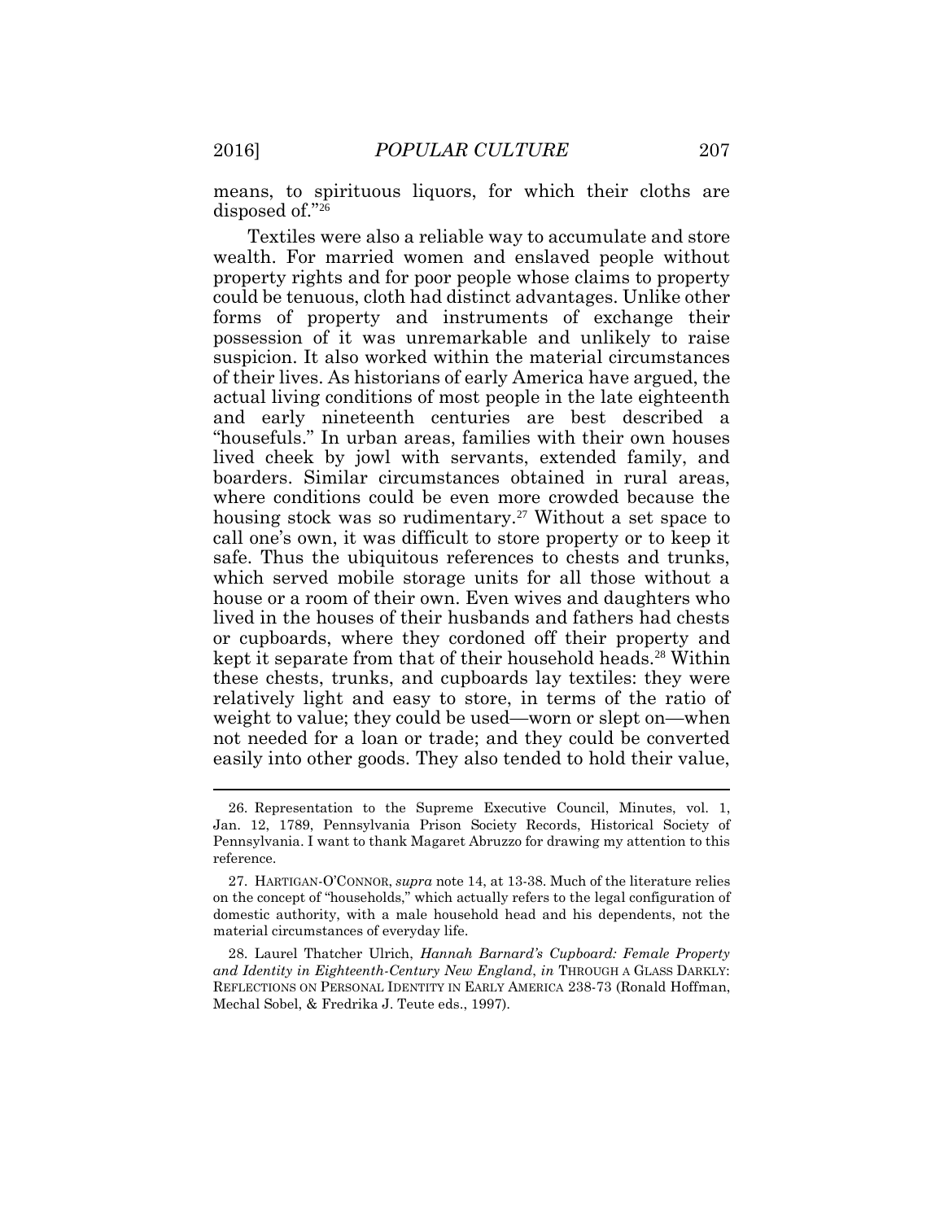means, to spirituous liquors, for which their cloths are disposed of."[26]

Textiles were also a reliable way to accumulate and store wealth. For married women and enslaved people without property rights and for poor people whose claims to property could be tenuous, cloth had distinct advantages. Unlike other forms of property and instruments of exchange their possession of it was unremarkable and unlikely to raise suspicion. It also worked within the material circumstances of their lives. As historians of early America have argued, the actual living conditions of most people in the late eighteenth and early nineteenth centuries are best described a "housefuls." In urban areas, families with their own houses lived cheek by jowl with servants, extended family, and boarders. Similar circumstances obtained in rural areas, where conditions could be even more crowded because the housing stock was so rudimentary.[27] Without a set space to call one's own, it was difficult to store property or to keep it safe. Thus the ubiquitous references to chests and trunks, which served mobile storage units for all those without a house or a room of their own. Even wives and daughters who lived in the houses of their husbands and fathers had chests or cupboards, where they cordoned off their property and kept it separate from that of their household heads.[28] Within these chests, trunks, and cupboards lay textiles: they were relatively light and easy to store, in terms of the ratio of weight to value; they could be used—worn or slept on—when not needed for a loan or trade; and they could be converted easily into other goods. They also tended to hold their value,

---

26. Representation to the Supreme Executive Council, Minutes, vol. 1, Jan. 12, 1789, Pennsylvania Prison Society Records, Historical Society of Pennsylvania. I want to thank Magaret Abruzzo for drawing my attention to this reference.

27. HARTIGAN-O'CONNOR, *supra* note 14, at 13-38. Much of the literature relies on the concept of "households," which actually refers to the legal configuration of domestic authority, with a male household head and his dependents, not the material circumstances of everyday life.

28. Laurel Thatcher Ulrich, *Hannah Barnard's Cupboard: Female Property and Identity in Eighteenth-Century New England*, *in* THROUGH A GLASS DARKLY: REFLECTIONS ON PERSONAL IDENTITY IN EARLY AMERICA 238-73 (Ronald Hoffman, Mechal Sobel, & Fredrika J. Teute eds., 1997).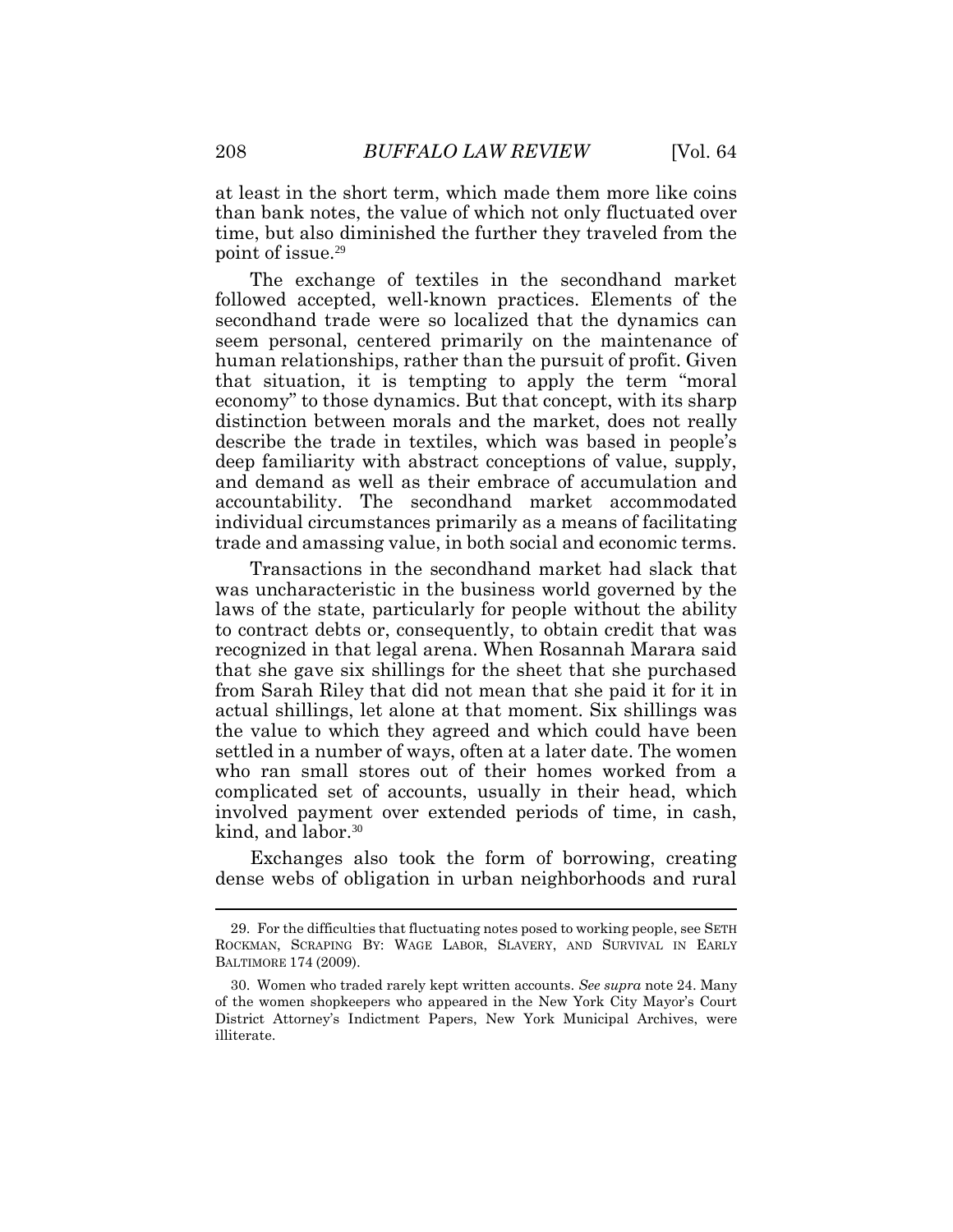at least in the short term, which made them more like coins than bank notes, the value of which not only fluctuated over time, but also diminished the further they traveled from the point of issue.[29]

The exchange of textiles in the secondhand market followed accepted, well-known practices. Elements of the secondhand trade were so localized that the dynamics can seem personal, centered primarily on the maintenance of human relationships, rather than the pursuit of profit. Given that situation, it is tempting to apply the term "moral economy" to those dynamics. But that concept, with its sharp distinction between morals and the market, does not really describe the trade in textiles, which was based in people's deep familiarity with abstract conceptions of value, supply, and demand as well as their embrace of accumulation and accountability. The secondhand market accommodated individual circumstances primarily as a means of facilitating trade and amassing value, in both social and economic terms.

Transactions in the secondhand market had slack that was uncharacteristic in the business world governed by the laws of the state, particularly for people without the ability to contract debts or, consequently, to obtain credit that was recognized in that legal arena. When Rosannah Marara said that she gave six shillings for the sheet that she purchased from Sarah Riley that did not mean that she paid it for it in actual shillings, let alone at that moment. Six shillings was the value to which they agreed and which could have been settled in a number of ways, often at a later date. The women who ran small stores out of their homes worked from a complicated set of accounts, usually in their head, which involved payment over extended periods of time, in cash, kind, and labor.[30]

Exchanges also took the form of borrowing, creating dense webs of obligation in urban neighborhoods and rural

---

29. For the difficulties that fluctuating notes posed to working people, see SETH ROCKMAN, SCRAPING BY: WAGE LABOR, SLAVERY, AND SURVIVAL IN EARLY BALTIMORE 174 (2009).

30. Women who traded rarely kept written accounts. *See supra* note 24. Many of the women shopkeepers who appeared in the New York City Mayor's Court District Attorney's Indictment Papers, New York Municipal Archives, were illiterate.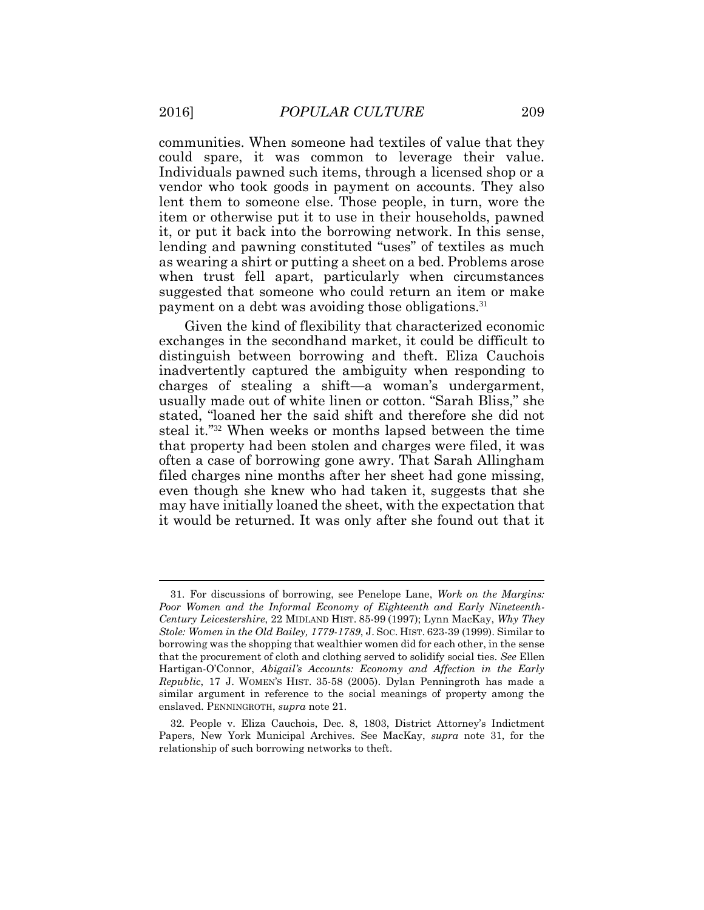communities. When someone had textiles of value that they could spare, it was common to leverage their value. Individuals pawned such items, through a licensed shop or a vendor who took goods in payment on accounts. They also lent them to someone else. Those people, in turn, wore the item or otherwise put it to use in their households, pawned it, or put it back into the borrowing network. In this sense, lending and pawning constituted "uses" of textiles as much as wearing a shirt or putting a sheet on a bed. Problems arose when trust fell apart, particularly when circumstances suggested that someone who could return an item or make payment on a debt was avoiding those obligations.[31]

Given the kind of flexibility that characterized economic exchanges in the secondhand market, it could be difficult to distinguish between borrowing and theft. Eliza Cauchois inadvertently captured the ambiguity when responding to charges of stealing a shift—a woman's undergarment, usually made out of white linen or cotton. "Sarah Bliss," she stated, "loaned her the said shift and therefore she did not steal it."[32] When weeks or months lapsed between the time that property had been stolen and charges were filed, it was often a case of borrowing gone awry. That Sarah Allingham filed charges nine months after her sheet had gone missing, even though she knew who had taken it, suggests that she may have initially loaned the sheet, with the expectation that it would be returned. It was only after she found out that it

---

31. For discussions of borrowing, see Penelope Lane, *Work on the Margins: Poor Women and the Informal Economy of Eighteenth and Early Nineteenth-Century Leicestershire*, 22 MIDLAND HIST. 85-99 (1997); Lynn MacKay, *Why They Stole: Women in the Old Bailey, 1779-1789*, J. SOC. HIST. 623-39 (1999). Similar to borrowing was the shopping that wealthier women did for each other, in the sense that the procurement of cloth and clothing served to solidify social ties. *See* Ellen Hartigan-O'Connor, *Abigail's Accounts: Economy and Affection in the Early Republic*, 17 J. WOMEN'S HIST. 35-58 (2005). Dylan Penningroth has made a similar argument in reference to the social meanings of property among the enslaved. PENNINGROTH, *supra* note 21.

32. People v. Eliza Cauchois, Dec. 8, 1803, District Attorney's Indictment Papers, New York Municipal Archives. See MacKay, *supra* note 31, for the relationship of such borrowing networks to theft.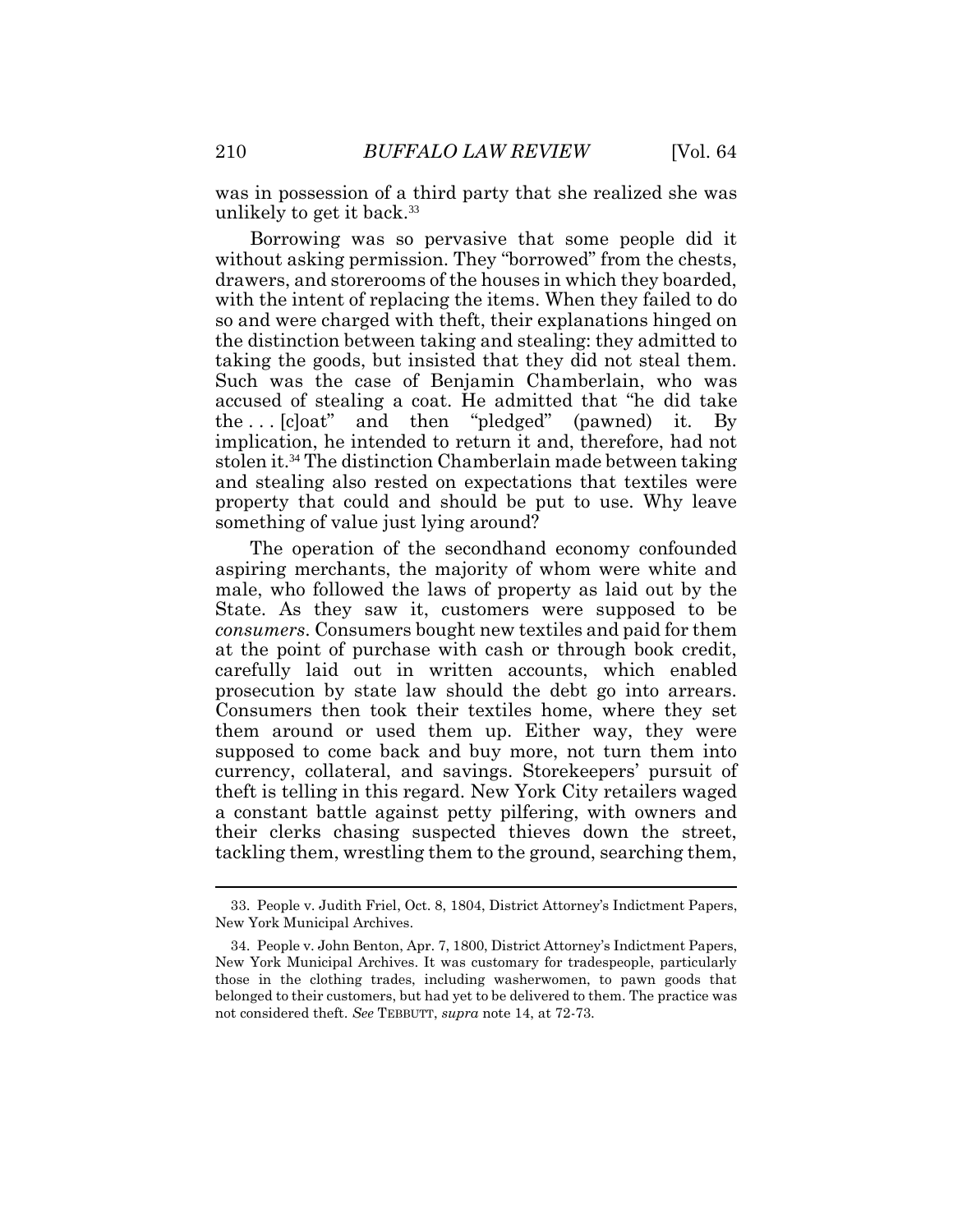was in possession of a third party that she realized she was unlikely to get it back.[33]

Borrowing was so pervasive that some people did it without asking permission. They "borrowed" from the chests, drawers, and storerooms of the houses in which they boarded, with the intent of replacing the items. When they failed to do so and were charged with theft, their explanations hinged on the distinction between taking and stealing: they admitted to taking the goods, but insisted that they did not steal them. Such was the case of Benjamin Chamberlain, who was accused of stealing a coat. He admitted that "he did take the . . . [c]oat" and then "pledged" (pawned) it. By implication, he intended to return it and, therefore, had not stolen it.[34] The distinction Chamberlain made between taking and stealing also rested on expectations that textiles were property that could and should be put to use. Why leave something of value just lying around?

The operation of the secondhand economy confounded aspiring merchants, the majority of whom were white and male, who followed the laws of property as laid out by the State. As they saw it, customers were supposed to be *consumers*. Consumers bought new textiles and paid for them at the point of purchase with cash or through book credit, carefully laid out in written accounts, which enabled prosecution by state law should the debt go into arrears. Consumers then took their textiles home, where they set them around or used them up. Either way, they were supposed to come back and buy more, not turn them into currency, collateral, and savings. Storekeepers' pursuit of theft is telling in this regard. New York City retailers waged a constant battle against petty pilfering, with owners and their clerks chasing suspected thieves down the street, tackling them, wrestling them to the ground, searching them,

---

33. People v. Judith Friel, Oct. 8, 1804, District Attorney's Indictment Papers, New York Municipal Archives.

34. People v. John Benton, Apr. 7, 1800, District Attorney's Indictment Papers, New York Municipal Archives. It was customary for tradespeople, particularly those in the clothing trades, including washerwomen, to pawn goods that belonged to their customers, but had yet to be delivered to them. The practice was not considered theft. *See* TEBBUTT, *supra* note 14, at 72-73.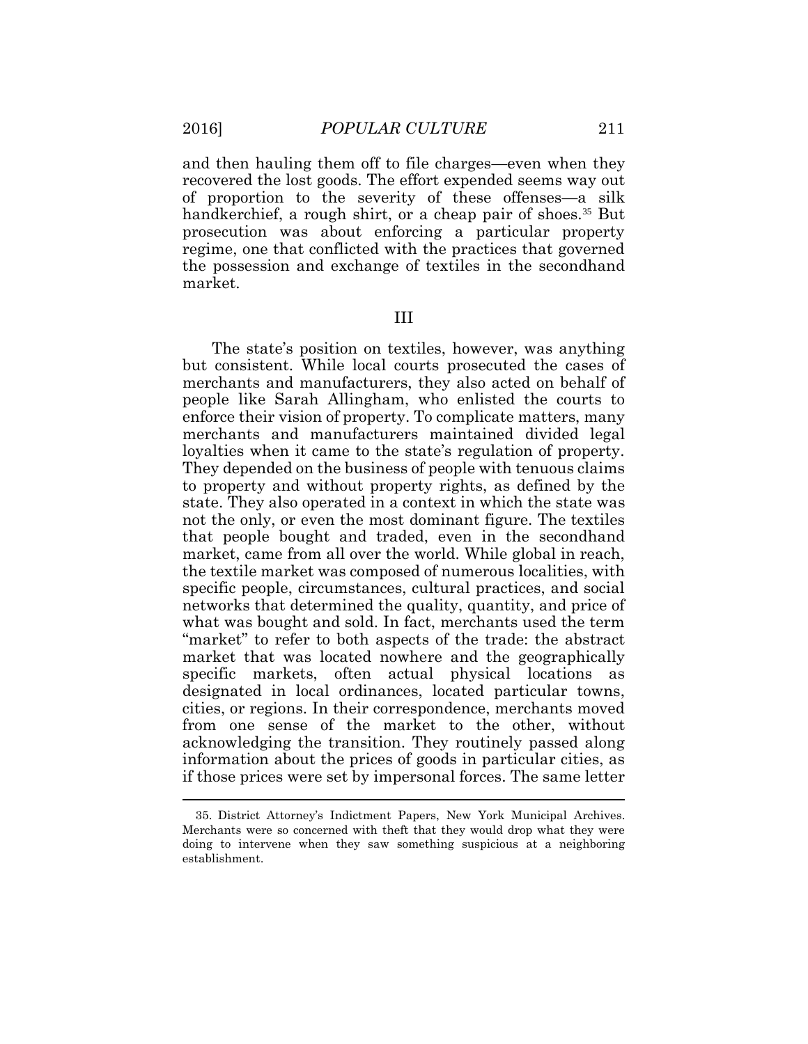and then hauling them off to file charges—even when they recovered the lost goods. The effort expended seems way out of proportion to the severity of these offenses—a silk handkerchief, a rough shirt, or a cheap pair of shoes.[35] But prosecution was about enforcing a particular property regime, one that conflicted with the practices that governed the possession and exchange of textiles in the secondhand market.

## III

The state's position on textiles, however, was anything but consistent. While local courts prosecuted the cases of merchants and manufacturers, they also acted on behalf of people like Sarah Allingham, who enlisted the courts to enforce their vision of property. To complicate matters, many merchants and manufacturers maintained divided legal loyalties when it came to the state's regulation of property. They depended on the business of people with tenuous claims to property and without property rights, as defined by the state. They also operated in a context in which the state was not the only, or even the most dominant figure. The textiles that people bought and traded, even in the secondhand market, came from all over the world. While global in reach, the textile market was composed of numerous localities, with specific people, circumstances, cultural practices, and social networks that determined the quality, quantity, and price of what was bought and sold. In fact, merchants used the term "market" to refer to both aspects of the trade: the abstract market that was located nowhere and the geographically specific markets, often actual physical locations as designated in local ordinances, located particular towns, cities, or regions. In their correspondence, merchants moved from one sense of the market to the other, without acknowledging the transition. They routinely passed along information about the prices of goods in particular cities, as if those prices were set by impersonal forces. The same letter

35. District Attorney's Indictment Papers, New York Municipal Archives. Merchants were so concerned with theft that they would drop what they were doing to intervene when they saw something suspicious at a neighboring establishment.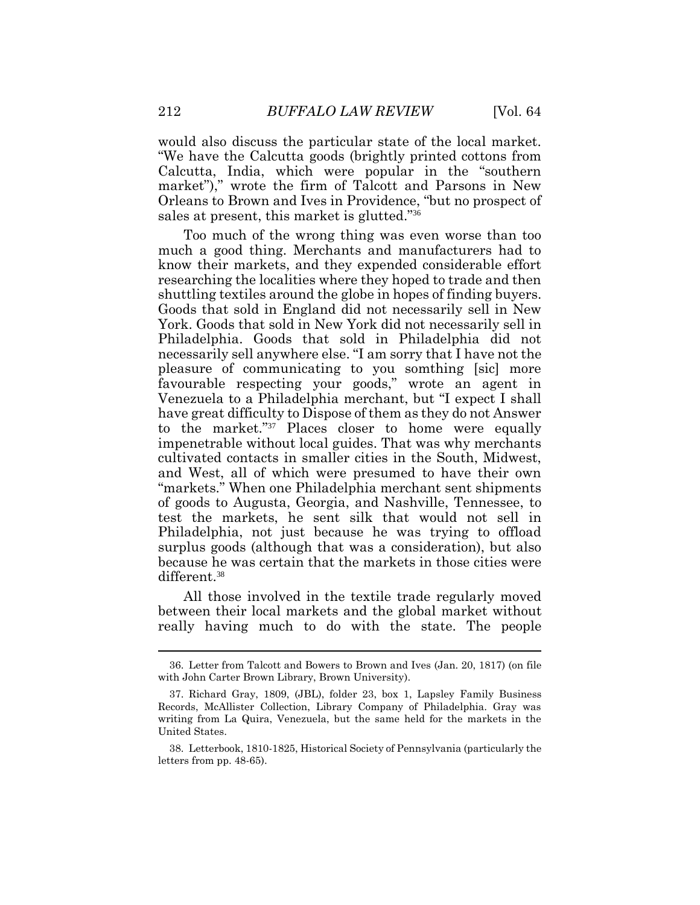would also discuss the particular state of the local market. "We have the Calcutta goods (brightly printed cottons from Calcutta, India, which were popular in the "southern market")," wrote the firm of Talcott and Parsons in New Orleans to Brown and Ives in Providence, "but no prospect of sales at present, this market is glutted."[36]

Too much of the wrong thing was even worse than too much a good thing. Merchants and manufacturers had to know their markets, and they expended considerable effort researching the localities where they hoped to trade and then shuttling textiles around the globe in hopes of finding buyers. Goods that sold in England did not necessarily sell in New York. Goods that sold in New York did not necessarily sell in Philadelphia. Goods that sold in Philadelphia did not necessarily sell anywhere else. "I am sorry that I have not the pleasure of communicating to you somthing [sic] more favourable respecting your goods," wrote an agent in Venezuela to a Philadelphia merchant, but "I expect I shall have great difficulty to Dispose of them as they do not Answer to the market."[37] Places closer to home were equally impenetrable without local guides. That was why merchants cultivated contacts in smaller cities in the South, Midwest, and West, all of which were presumed to have their own "markets." When one Philadelphia merchant sent shipments of goods to Augusta, Georgia, and Nashville, Tennessee, to test the markets, he sent silk that would not sell in Philadelphia, not just because he was trying to offload surplus goods (although that was a consideration), but also because he was certain that the markets in those cities were different.[38]

All those involved in the textile trade regularly moved between their local markets and the global market without really having much to do with the state. The people

---

36. Letter from Talcott and Bowers to Brown and Ives (Jan. 20, 1817) (on file with John Carter Brown Library, Brown University).

37. Richard Gray, 1809, (JBL), folder 23, box 1, Lapsley Family Business Records, McAllister Collection, Library Company of Philadelphia. Gray was writing from La Quira, Venezuela, but the same held for the markets in the United States.

38. Letterbook, 1810-1825, Historical Society of Pennsylvania (particularly the letters from pp. 48-65).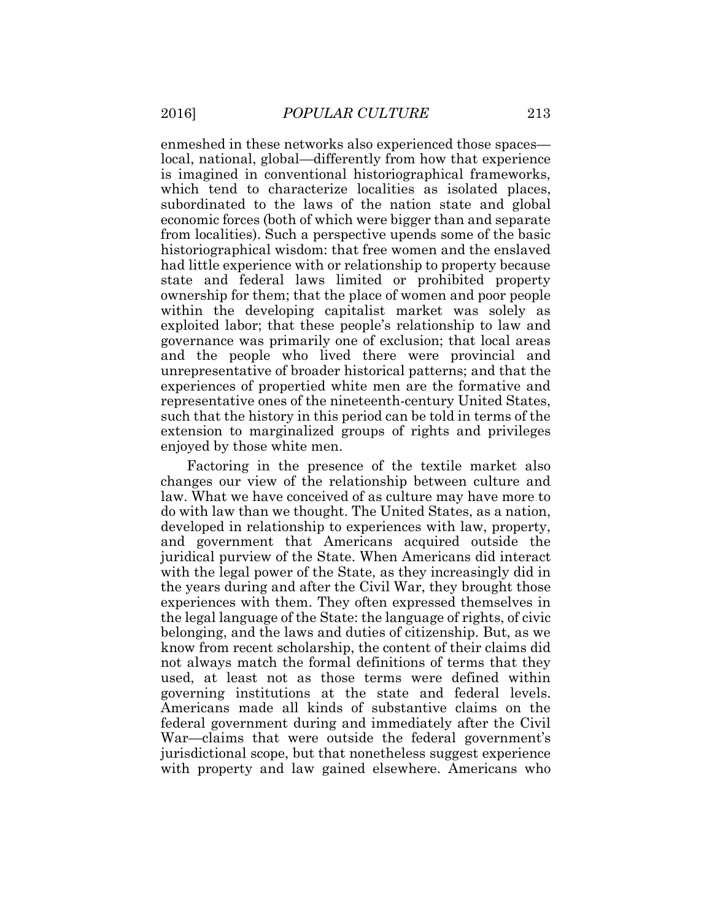enmeshed in these networks also experienced those spaces—local, national, global—differently from how that experience is imagined in conventional historiographical frameworks, which tend to characterize localities as isolated places, subordinated to the laws of the nation state and global economic forces (both of which were bigger than and separate from localities). Such a perspective upends some of the basic historiographical wisdom: that free women and the enslaved had little experience with or relationship to property because state and federal laws limited or prohibited property ownership for them; that the place of women and poor people within the developing capitalist market was solely as exploited labor; that these people's relationship to law and governance was primarily one of exclusion; that local areas and the people who lived there were provincial and unrepresentative of broader historical patterns; and that the experiences of propertied white men are the formative and representative ones of the nineteenth-century United States, such that the history in this period can be told in terms of the extension to marginalized groups of rights and privileges enjoyed by those white men.

Factoring in the presence of the textile market also changes our view of the relationship between culture and law. What we have conceived of as culture may have more to do with law than we thought. The United States, as a nation, developed in relationship to experiences with law, property, and government that Americans acquired outside the juridical purview of the State. When Americans did interact with the legal power of the State, as they increasingly did in the years during and after the Civil War, they brought those experiences with them. They often expressed themselves in the legal language of the State: the language of rights, of civic belonging, and the laws and duties of citizenship. But, as we know from recent scholarship, the content of their claims did not always match the formal definitions of terms that they used, at least not as those terms were defined within governing institutions at the state and federal levels. Americans made all kinds of substantive claims on the federal government during and immediately after the Civil War—claims that were outside the federal government's jurisdictional scope, but that nonetheless suggest experience with property and law gained elsewhere. Americans who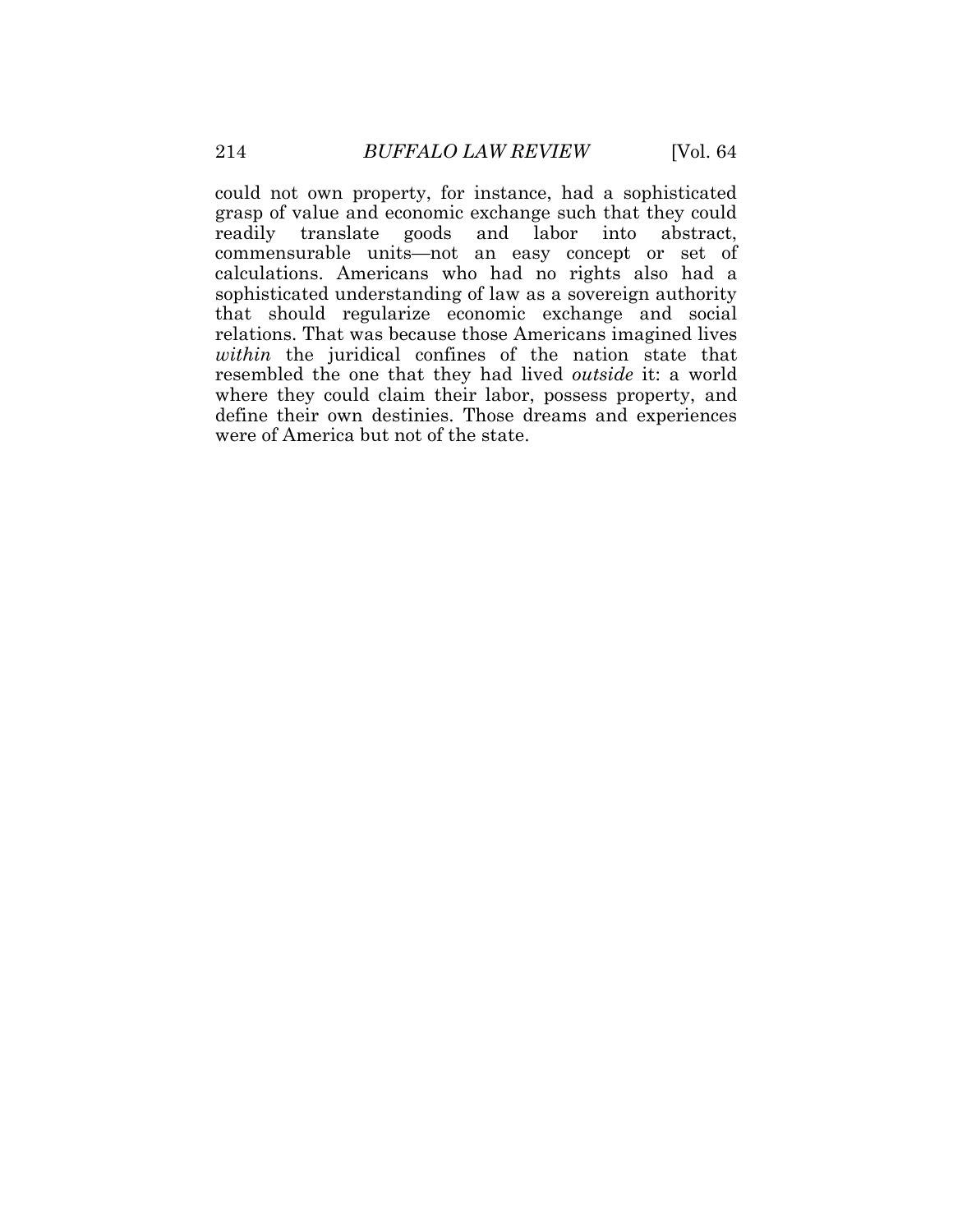could not own property, for instance, had a sophisticated grasp of value and economic exchange such that they could readily translate goods and labor into abstract, commensurable units—not an easy concept or set of calculations. Americans who had no rights also had a sophisticated understanding of law as a sovereign authority that should regularize economic exchange and social relations. That was because those Americans imagined lives *within* the juridical confines of the nation state that resembled the one that they had lived *outside* it: a world where they could claim their labor, possess property, and define their own destinies. Those dreams and experiences were of America but not of the state.